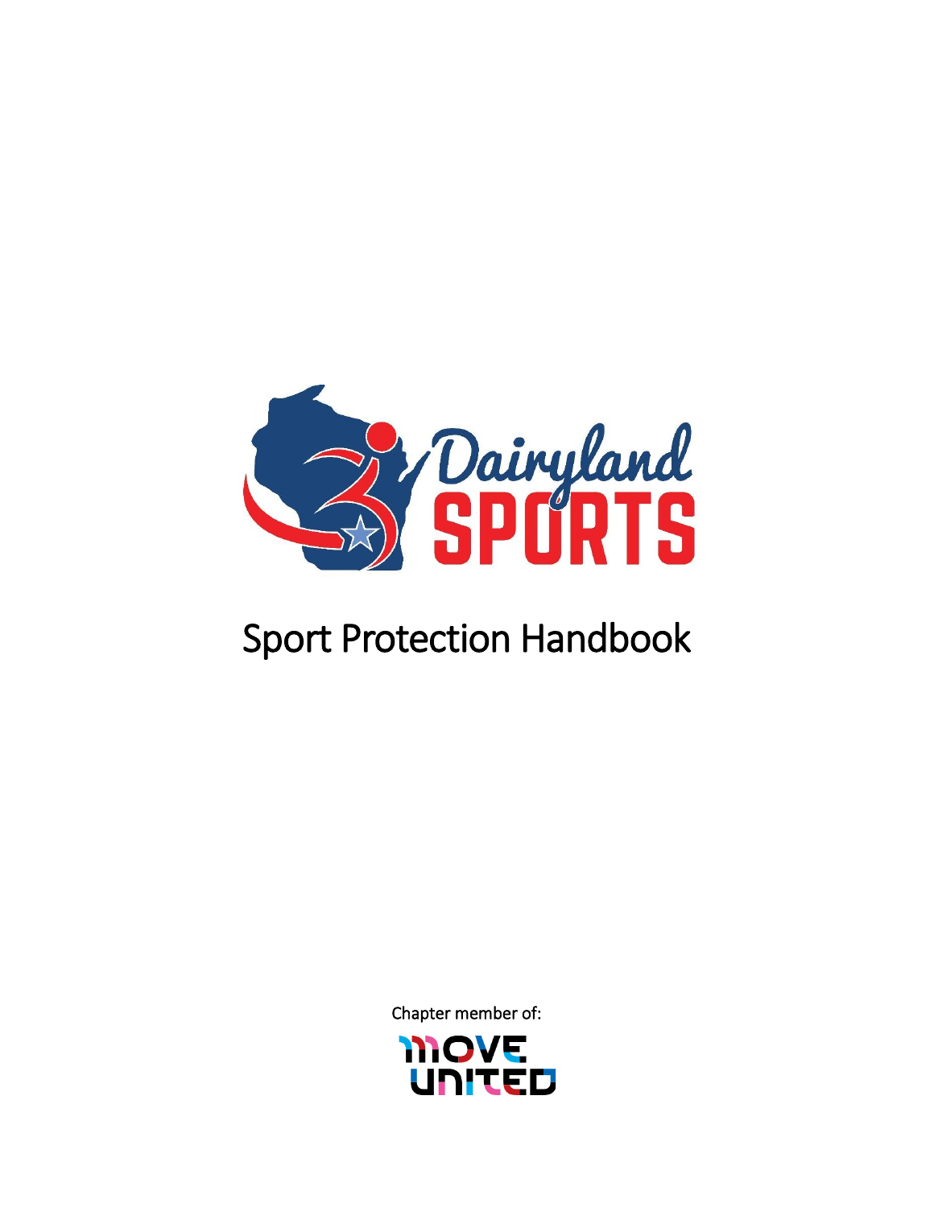Dairyland SPORTS

# Sport Protection Handbook

Chapter member of:

MOVE UNITED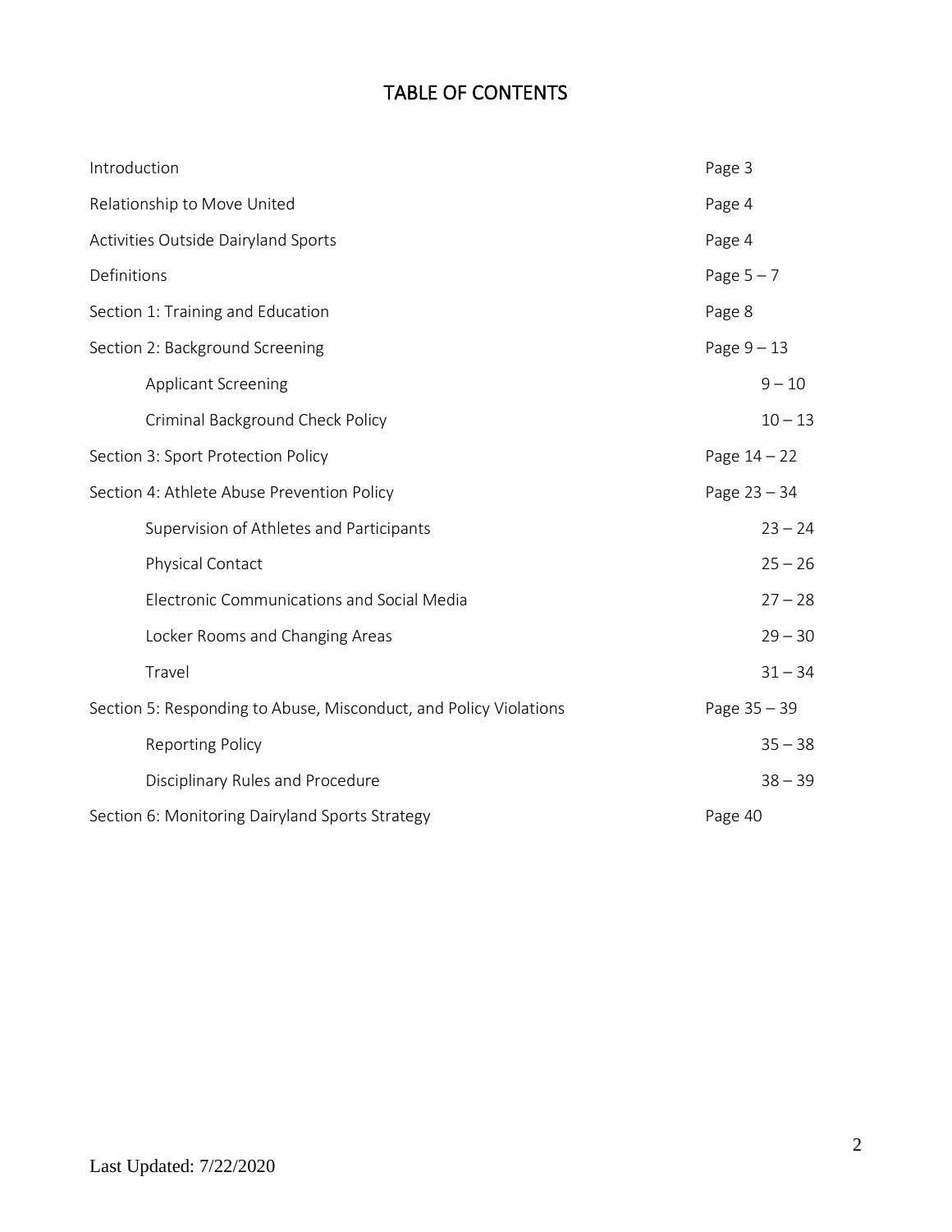# TABLE OF CONTENTS

| | |
|---|---|
| Introduction | Page 3 |
| Relationship to Move United | Page 4 |
| Activities Outside Dairyland Sports | Page 4 |
| Definitions | Page 5 – 7 |
| Section 1: Training and Education | Page 8 |
| Section 2: Background Screening | Page 9 – 13 |
| Applicant Screening | 9 – 10 |
| Criminal Background Check Policy | 10 – 13 |
| Section 3: Sport Protection Policy | Page 14 – 22 |
| Section 4: Athlete Abuse Prevention Policy | Page 23 – 34 |
| Supervision of Athletes and Participants | 23 – 24 |
| Physical Contact | 25 – 26 |
| Electronic Communications and Social Media | 27 – 28 |
| Locker Rooms and Changing Areas | 29 – 30 |
| Travel | 31 – 34 |
| Section 5: Responding to Abuse, Misconduct, and Policy Violations | Page 35 – 39 |
| Reporting Policy | 35 – 38 |
| Disciplinary Rules and Procedure | 38 – 39 |
| Section 6: Monitoring Dairyland Sports Strategy | Page 40 |

Last Updated: 7/22/2020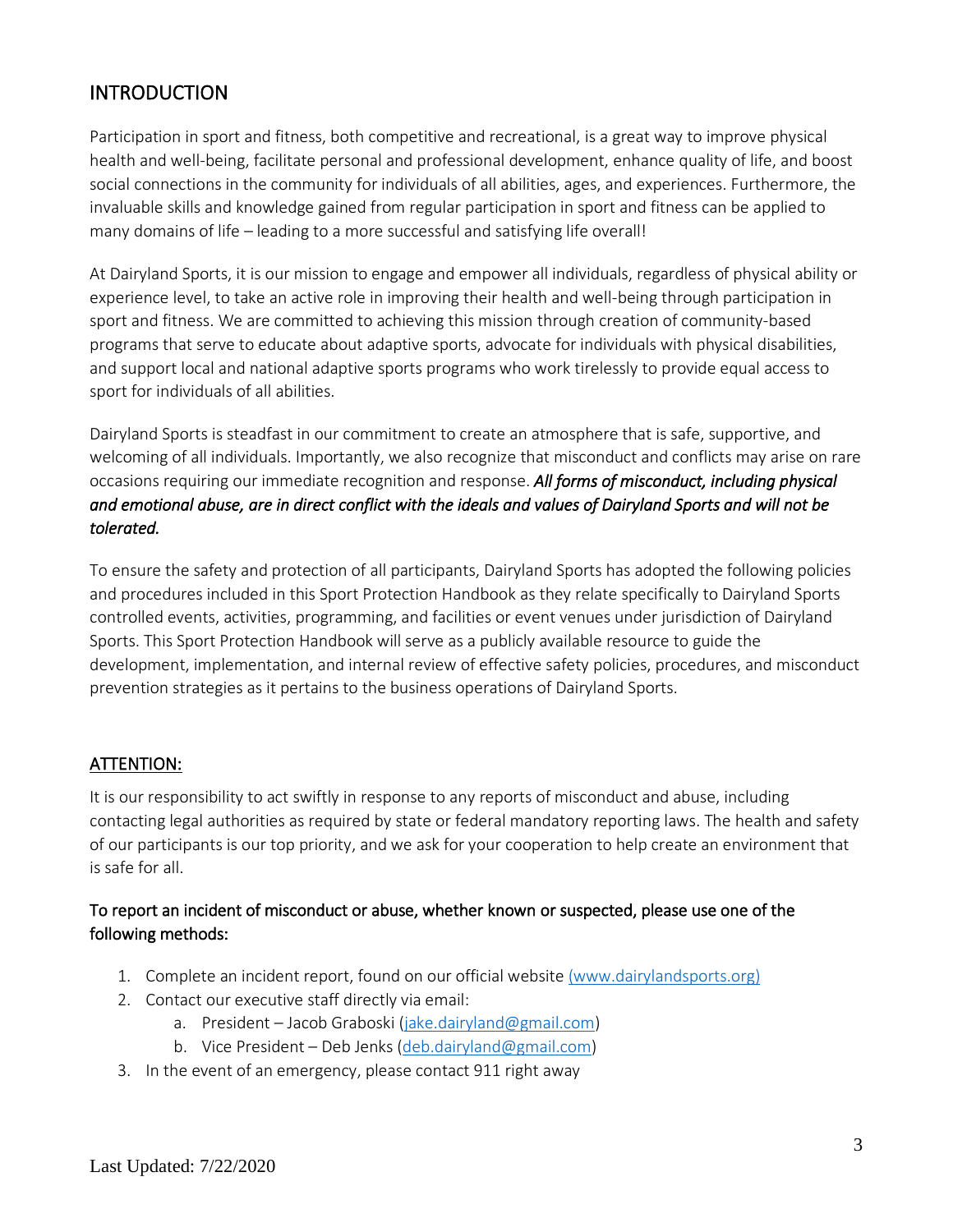## INTRODUCTION

Participation in sport and fitness, both competitive and recreational, is a great way to improve physical health and well-being, facilitate personal and professional development, enhance quality of life, and boost social connections in the community for individuals of all abilities, ages, and experiences. Furthermore, the invaluable skills and knowledge gained from regular participation in sport and fitness can be applied to many domains of life – leading to a more successful and satisfying life overall!

At Dairyland Sports, it is our mission to engage and empower all individuals, regardless of physical ability or experience level, to take an active role in improving their health and well-being through participation in sport and fitness. We are committed to achieving this mission through creation of community-based programs that serve to educate about adaptive sports, advocate for individuals with physical disabilities, and support local and national adaptive sports programs who work tirelessly to provide equal access to sport for individuals of all abilities.

Dairyland Sports is steadfast in our commitment to create an atmosphere that is safe, supportive, and welcoming of all individuals. Importantly, we also recognize that misconduct and conflicts may arise on rare occasions requiring our immediate recognition and response. ***All forms of misconduct, including physical and emotional abuse, are in direct conflict with the ideals and values of Dairyland Sports and will not be tolerated.***

To ensure the safety and protection of all participants, Dairyland Sports has adopted the following policies and procedures included in this Sport Protection Handbook as they relate specifically to Dairyland Sports controlled events, activities, programming, and facilities or event venues under jurisdiction of Dairyland Sports. This Sport Protection Handbook will serve as a publicly available resource to guide the development, implementation, and internal review of effective safety policies, procedures, and misconduct prevention strategies as it pertains to the business operations of Dairyland Sports.

### ATTENTION:

It is our responsibility to act swiftly in response to any reports of misconduct and abuse, including contacting legal authorities as required by state or federal mandatory reporting laws. The health and safety of our participants is our top priority, and we ask for your cooperation to help create an environment that is safe for all.

**To report an incident of misconduct or abuse, whether known or suspected, please use one of the following methods:**

1. Complete an incident report, found on our official website (www.dairylandsports.org)
2. Contact our executive staff directly via email:
   a. President – Jacob Graboski (jake.dairyland@gmail.com)
   b. Vice President – Deb Jenks (deb.dairyland@gmail.com)
3. In the event of an emergency, please contact 911 right away

Last Updated: 7/22/2020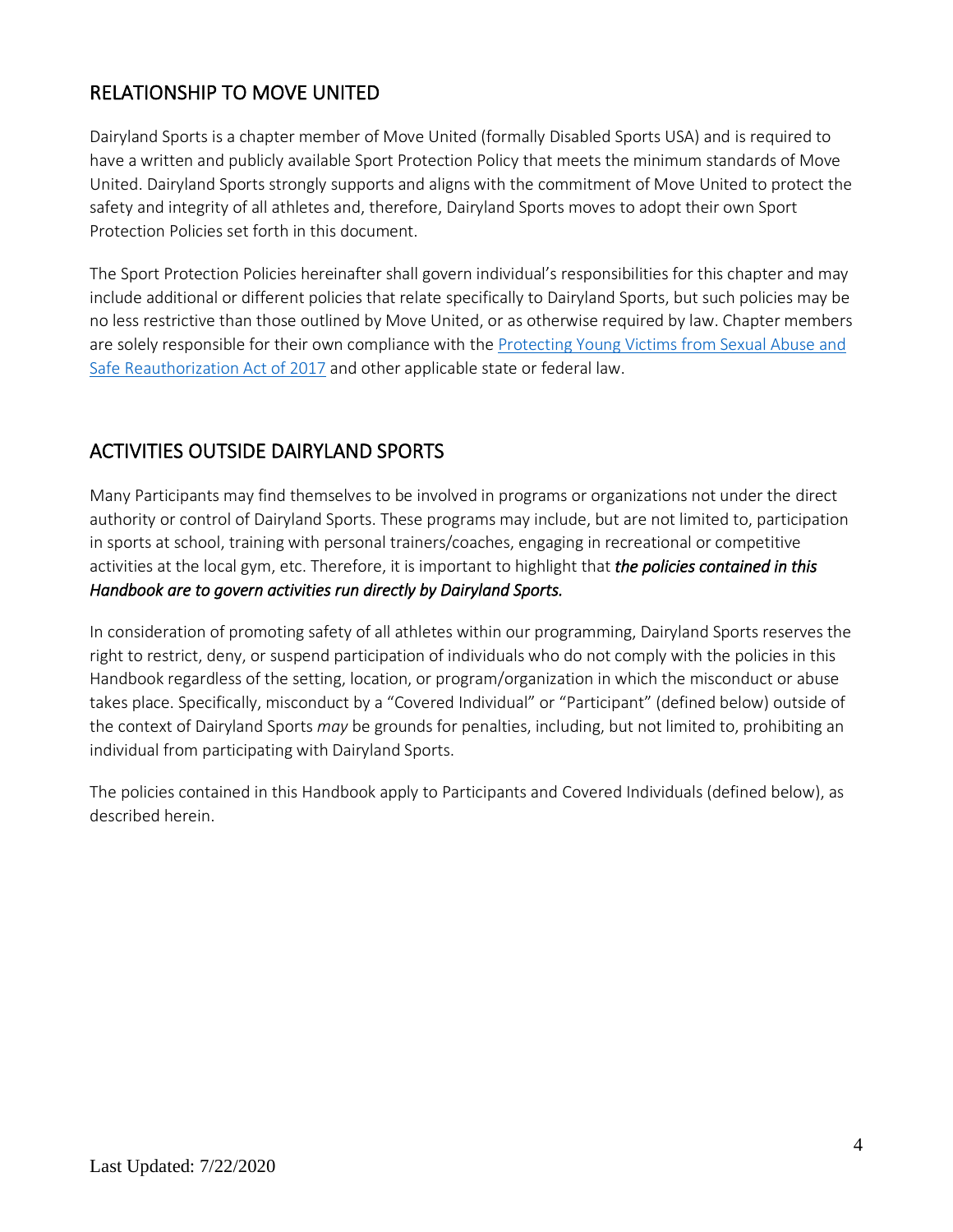## RELATIONSHIP TO MOVE UNITED

Dairyland Sports is a chapter member of Move United (formally Disabled Sports USA) and is required to have a written and publicly available Sport Protection Policy that meets the minimum standards of Move United. Dairyland Sports strongly supports and aligns with the commitment of Move United to protect the safety and integrity of all athletes and, therefore, Dairyland Sports moves to adopt their own Sport Protection Policies set forth in this document.

The Sport Protection Policies hereinafter shall govern individual's responsibilities for this chapter and may include additional or different policies that relate specifically to Dairyland Sports, but such policies may be no less restrictive than those outlined by Move United, or as otherwise required by law. Chapter members are solely responsible for their own compliance with the Protecting Young Victims from Sexual Abuse and Safe Reauthorization Act of 2017 and other applicable state or federal law.

## ACTIVITIES OUTSIDE DAIRYLAND SPORTS

Many Participants may find themselves to be involved in programs or organizations not under the direct authority or control of Dairyland Sports. These programs may include, but are not limited to, participation in sports at school, training with personal trainers/coaches, engaging in recreational or competitive activities at the local gym, etc. Therefore, it is important to highlight that ***the policies contained in this Handbook are to govern activities run directly by Dairyland Sports.***

In consideration of promoting safety of all athletes within our programming, Dairyland Sports reserves the right to restrict, deny, or suspend participation of individuals who do not comply with the policies in this Handbook regardless of the setting, location, or program/organization in which the misconduct or abuse takes place. Specifically, misconduct by a "Covered Individual" or "Participant" (defined below) outside of the context of Dairyland Sports *may* be grounds for penalties, including, but not limited to, prohibiting an individual from participating with Dairyland Sports.

The policies contained in this Handbook apply to Participants and Covered Individuals (defined below), as described herein.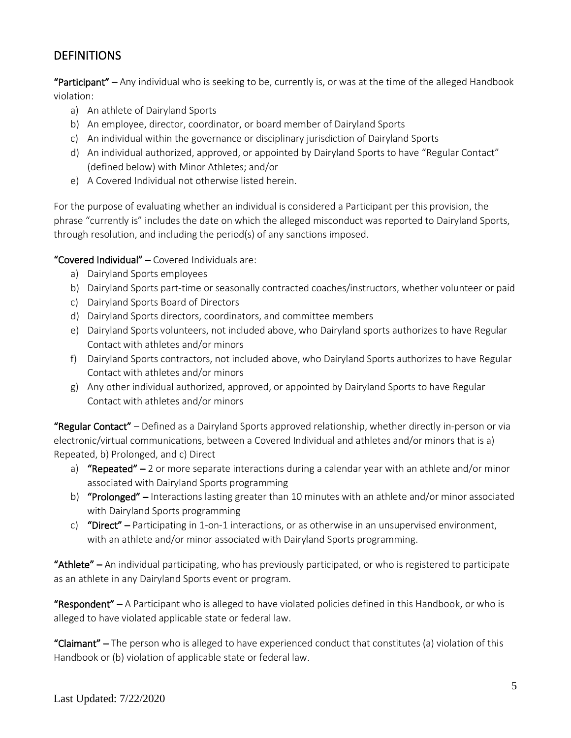## DEFINITIONS

**"Participant" –** Any individual who is seeking to be, currently is, or was at the time of the alleged Handbook violation:

a) An athlete of Dairyland Sports
b) An employee, director, coordinator, or board member of Dairyland Sports
c) An individual within the governance or disciplinary jurisdiction of Dairyland Sports
d) An individual authorized, approved, or appointed by Dairyland Sports to have "Regular Contact" (defined below) with Minor Athletes; and/or
e) A Covered Individual not otherwise listed herein.

For the purpose of evaluating whether an individual is considered a Participant per this provision, the phrase "currently is" includes the date on which the alleged misconduct was reported to Dairyland Sports, through resolution, and including the period(s) of any sanctions imposed.

**"Covered Individual" –** Covered Individuals are:

a) Dairyland Sports employees
b) Dairyland Sports part-time or seasonally contracted coaches/instructors, whether volunteer or paid
c) Dairyland Sports Board of Directors
d) Dairyland Sports directors, coordinators, and committee members
e) Dairyland Sports volunteers, not included above, who Dairyland sports authorizes to have Regular Contact with athletes and/or minors
f) Dairyland Sports contractors, not included above, who Dairyland Sports authorizes to have Regular Contact with athletes and/or minors
g) Any other individual authorized, approved, or appointed by Dairyland Sports to have Regular Contact with athletes and/or minors

**"Regular Contact"** – Defined as a Dairyland Sports approved relationship, whether directly in-person or via electronic/virtual communications, between a Covered Individual and athletes and/or minors that is a) Repeated, b) Prolonged, and c) Direct

a) **"Repeated" –** 2 or more separate interactions during a calendar year with an athlete and/or minor associated with Dairyland Sports programming
b) **"Prolonged" –** Interactions lasting greater than 10 minutes with an athlete and/or minor associated with Dairyland Sports programming
c) **"Direct" –** Participating in 1-on-1 interactions, or as otherwise in an unsupervised environment, with an athlete and/or minor associated with Dairyland Sports programming.

**"Athlete" –** An individual participating, who has previously participated, or who is registered to participate as an athlete in any Dairyland Sports event or program.

**"Respondent" –** A Participant who is alleged to have violated policies defined in this Handbook, or who is alleged to have violated applicable state or federal law.

**"Claimant" –** The person who is alleged to have experienced conduct that constitutes (a) violation of this Handbook or (b) violation of applicable state or federal law.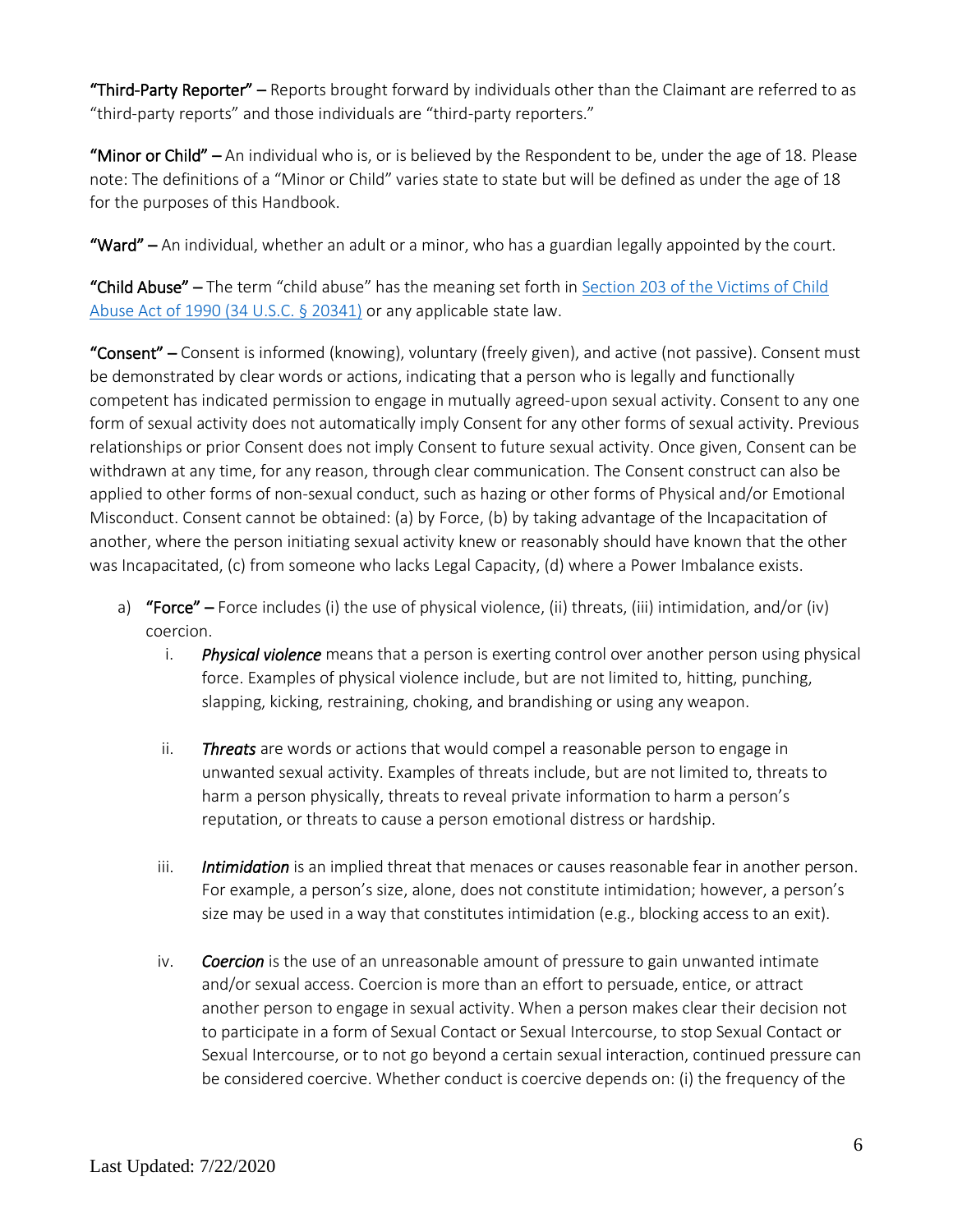**"Third-Party Reporter"** – Reports brought forward by individuals other than the Claimant are referred to as "third-party reports" and those individuals are "third-party reporters."

**"Minor or Child"** – An individual who is, or is believed by the Respondent to be, under the age of 18. Please note: The definitions of a "Minor or Child" varies state to state but will be defined as under the age of 18 for the purposes of this Handbook.

**"Ward"** – An individual, whether an adult or a minor, who has a guardian legally appointed by the court.

**"Child Abuse"** – The term "child abuse" has the meaning set forth in [Section 203 of the Victims of Child Abuse Act of 1990 (34 U.S.C. § 20341)] or any applicable state law.

**"Consent"** – Consent is informed (knowing), voluntary (freely given), and active (not passive). Consent must be demonstrated by clear words or actions, indicating that a person who is legally and functionally competent has indicated permission to engage in mutually agreed-upon sexual activity. Consent to any one form of sexual activity does not automatically imply Consent for any other forms of sexual activity. Previous relationships or prior Consent does not imply Consent to future sexual activity. Once given, Consent can be withdrawn at any time, for any reason, through clear communication. The Consent construct can also be applied to other forms of non-sexual conduct, such as hazing or other forms of Physical and/or Emotional Misconduct. Consent cannot be obtained: (a) by Force, (b) by taking advantage of the Incapacitation of another, where the person initiating sexual activity knew or reasonably should have known that the other was Incapacitated, (c) from someone who lacks Legal Capacity, (d) where a Power Imbalance exists.

a) **"Force"** – Force includes (i) the use of physical violence, (ii) threats, (iii) intimidation, and/or (iv) coercion.

   i. ***Physical violence*** means that a person is exerting control over another person using physical force. Examples of physical violence include, but are not limited to, hitting, punching, slapping, kicking, restraining, choking, and brandishing or using any weapon.

   ii. ***Threats*** are words or actions that would compel a reasonable person to engage in unwanted sexual activity. Examples of threats include, but are not limited to, threats to harm a person physically, threats to reveal private information to harm a person's reputation, or threats to cause a person emotional distress or hardship.

   iii. ***Intimidation*** is an implied threat that menaces or causes reasonable fear in another person. For example, a person's size, alone, does not constitute intimidation; however, a person's size may be used in a way that constitutes intimidation (e.g., blocking access to an exit).

   iv. ***Coercion*** is the use of an unreasonable amount of pressure to gain unwanted intimate and/or sexual access. Coercion is more than an effort to persuade, entice, or attract another person to engage in sexual activity. When a person makes clear their decision not to participate in a form of Sexual Contact or Sexual Intercourse, to stop Sexual Contact or Sexual Intercourse, or to not go beyond a certain sexual interaction, continued pressure can be considered coercive. Whether conduct is coercive depends on: (i) the frequency of the

Last Updated: 7/22/2020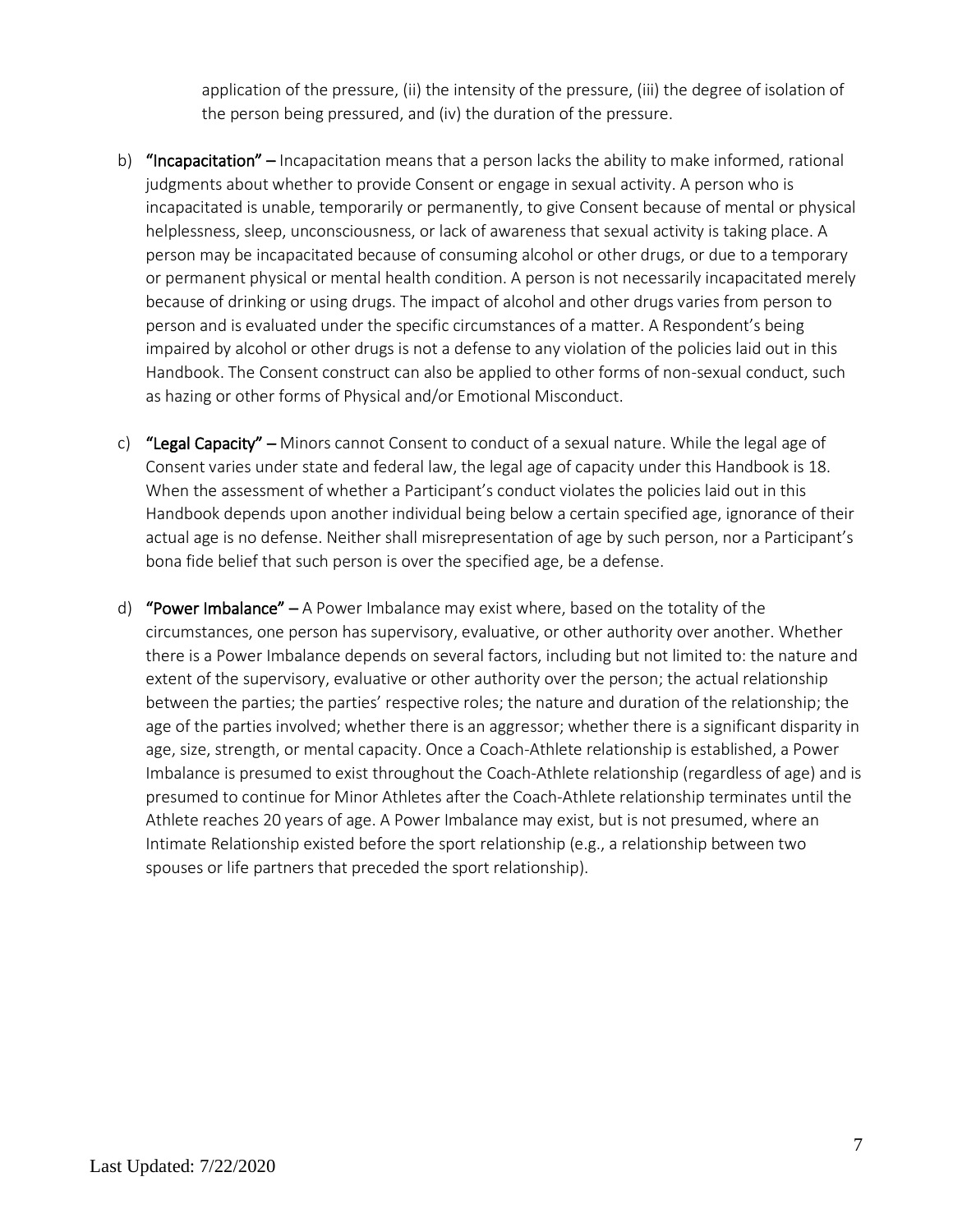application of the pressure, (ii) the intensity of the pressure, (iii) the degree of isolation of the person being pressured, and (iv) the duration of the pressure.

b) **"Incapacitation" –** Incapacitation means that a person lacks the ability to make informed, rational judgments about whether to provide Consent or engage in sexual activity. A person who is incapacitated is unable, temporarily or permanently, to give Consent because of mental or physical helplessness, sleep, unconsciousness, or lack of awareness that sexual activity is taking place. A person may be incapacitated because of consuming alcohol or other drugs, or due to a temporary or permanent physical or mental health condition. A person is not necessarily incapacitated merely because of drinking or using drugs. The impact of alcohol and other drugs varies from person to person and is evaluated under the specific circumstances of a matter. A Respondent's being impaired by alcohol or other drugs is not a defense to any violation of the policies laid out in this Handbook. The Consent construct can also be applied to other forms of non-sexual conduct, such as hazing or other forms of Physical and/or Emotional Misconduct.

c) **"Legal Capacity" –** Minors cannot Consent to conduct of a sexual nature. While the legal age of Consent varies under state and federal law, the legal age of capacity under this Handbook is 18. When the assessment of whether a Participant's conduct violates the policies laid out in this Handbook depends upon another individual being below a certain specified age, ignorance of their actual age is no defense. Neither shall misrepresentation of age by such person, nor a Participant's bona fide belief that such person is over the specified age, be a defense.

d) **"Power Imbalance" –** A Power Imbalance may exist where, based on the totality of the circumstances, one person has supervisory, evaluative, or other authority over another. Whether there is a Power Imbalance depends on several factors, including but not limited to: the nature and extent of the supervisory, evaluative or other authority over the person; the actual relationship between the parties; the parties' respective roles; the nature and duration of the relationship; the age of the parties involved; whether there is an aggressor; whether there is a significant disparity in age, size, strength, or mental capacity. Once a Coach-Athlete relationship is established, a Power Imbalance is presumed to exist throughout the Coach-Athlete relationship (regardless of age) and is presumed to continue for Minor Athletes after the Coach-Athlete relationship terminates until the Athlete reaches 20 years of age. A Power Imbalance may exist, but is not presumed, where an Intimate Relationship existed before the sport relationship (e.g., a relationship between two spouses or life partners that preceded the sport relationship).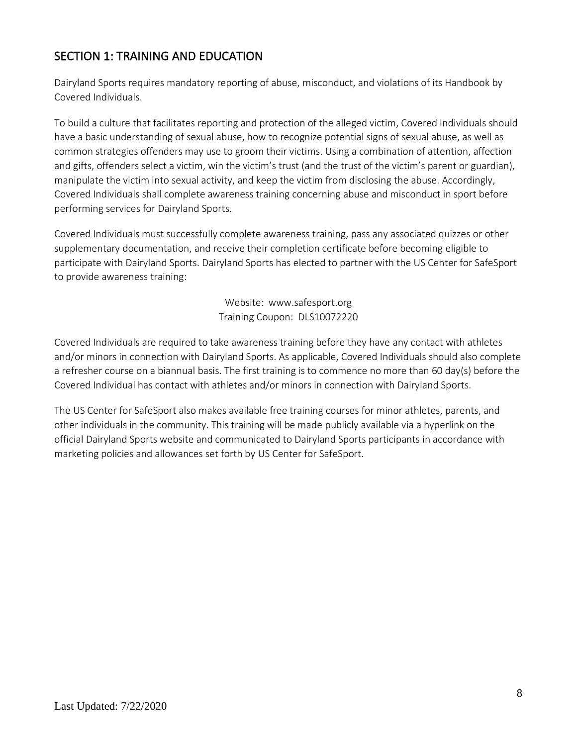## SECTION 1: TRAINING AND EDUCATION

Dairyland Sports requires mandatory reporting of abuse, misconduct, and violations of its Handbook by Covered Individuals.

To build a culture that facilitates reporting and protection of the alleged victim, Covered Individuals should have a basic understanding of sexual abuse, how to recognize potential signs of sexual abuse, as well as common strategies offenders may use to groom their victims. Using a combination of attention, affection and gifts, offenders select a victim, win the victim's trust (and the trust of the victim's parent or guardian), manipulate the victim into sexual activity, and keep the victim from disclosing the abuse. Accordingly, Covered Individuals shall complete awareness training concerning abuse and misconduct in sport before performing services for Dairyland Sports.

Covered Individuals must successfully complete awareness training, pass any associated quizzes or other supplementary documentation, and receive their completion certificate before becoming eligible to participate with Dairyland Sports. Dairyland Sports has elected to partner with the US Center for SafeSport to provide awareness training:

Website: www.safesport.org
Training Coupon: DLS10072220

Covered Individuals are required to take awareness training before they have any contact with athletes and/or minors in connection with Dairyland Sports. As applicable, Covered Individuals should also complete a refresher course on a biannual basis. The first training is to commence no more than 60 day(s) before the Covered Individual has contact with athletes and/or minors in connection with Dairyland Sports.

The US Center for SafeSport also makes available free training courses for minor athletes, parents, and other individuals in the community. This training will be made publicly available via a hyperlink on the official Dairyland Sports website and communicated to Dairyland Sports participants in accordance with marketing policies and allowances set forth by US Center for SafeSport.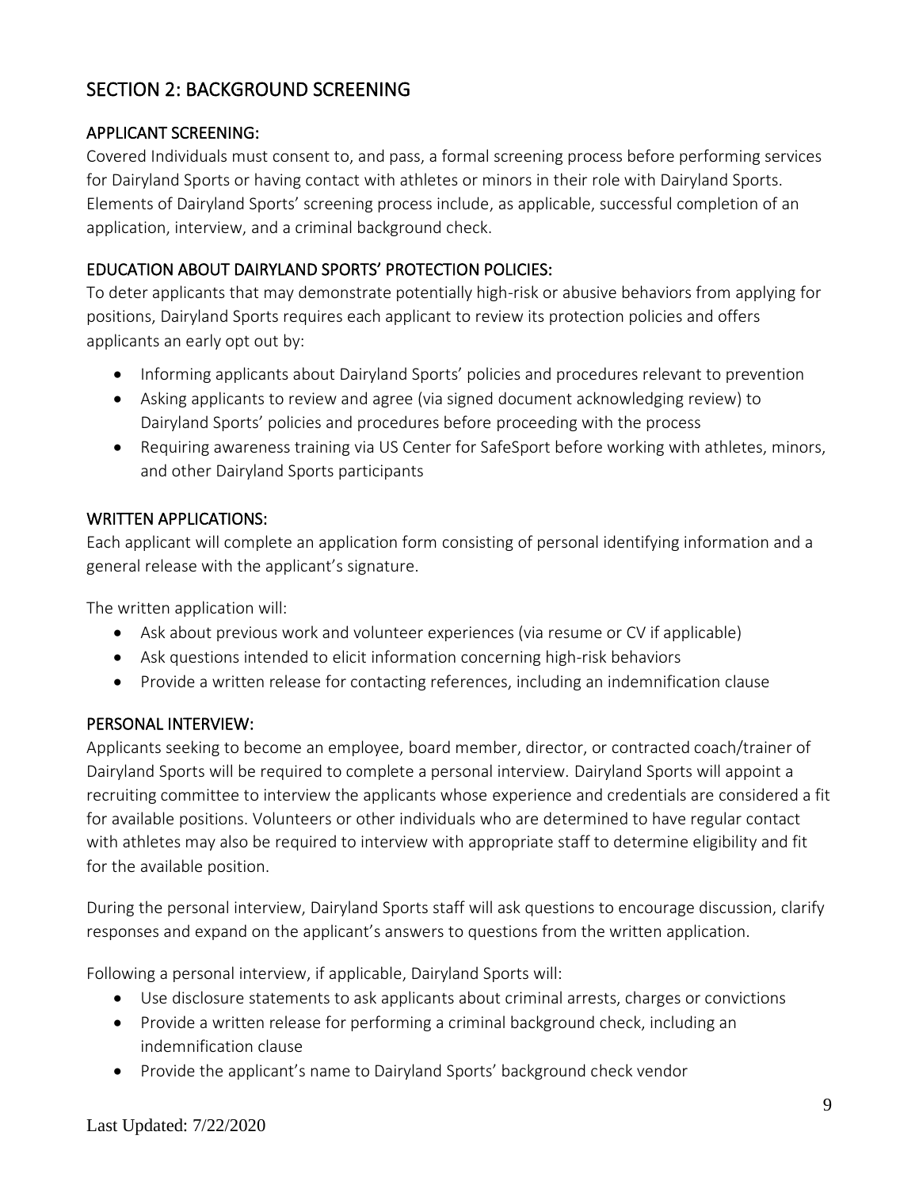## SECTION 2: BACKGROUND SCREENING

### APPLICANT SCREENING:

Covered Individuals must consent to, and pass, a formal screening process before performing services for Dairyland Sports or having contact with athletes or minors in their role with Dairyland Sports. Elements of Dairyland Sports' screening process include, as applicable, successful completion of an application, interview, and a criminal background check.

### EDUCATION ABOUT DAIRYLAND SPORTS' PROTECTION POLICIES:

To deter applicants that may demonstrate potentially high-risk or abusive behaviors from applying for positions, Dairyland Sports requires each applicant to review its protection policies and offers applicants an early opt out by:

- Informing applicants about Dairyland Sports' policies and procedures relevant to prevention
- Asking applicants to review and agree (via signed document acknowledging review) to Dairyland Sports' policies and procedures before proceeding with the process
- Requiring awareness training via US Center for SafeSport before working with athletes, minors, and other Dairyland Sports participants

### WRITTEN APPLICATIONS:

Each applicant will complete an application form consisting of personal identifying information and a general release with the applicant's signature.

The written application will:

- Ask about previous work and volunteer experiences (via resume or CV if applicable)
- Ask questions intended to elicit information concerning high-risk behaviors
- Provide a written release for contacting references, including an indemnification clause

### PERSONAL INTERVIEW:

Applicants seeking to become an employee, board member, director, or contracted coach/trainer of Dairyland Sports will be required to complete a personal interview. Dairyland Sports will appoint a recruiting committee to interview the applicants whose experience and credentials are considered a fit for available positions. Volunteers or other individuals who are determined to have regular contact with athletes may also be required to interview with appropriate staff to determine eligibility and fit for the available position.

During the personal interview, Dairyland Sports staff will ask questions to encourage discussion, clarify responses and expand on the applicant's answers to questions from the written application.

Following a personal interview, if applicable, Dairyland Sports will:

- Use disclosure statements to ask applicants about criminal arrests, charges or convictions
- Provide a written release for performing a criminal background check, including an indemnification clause
- Provide the applicant's name to Dairyland Sports' background check vendor

Last Updated: 7/22/2020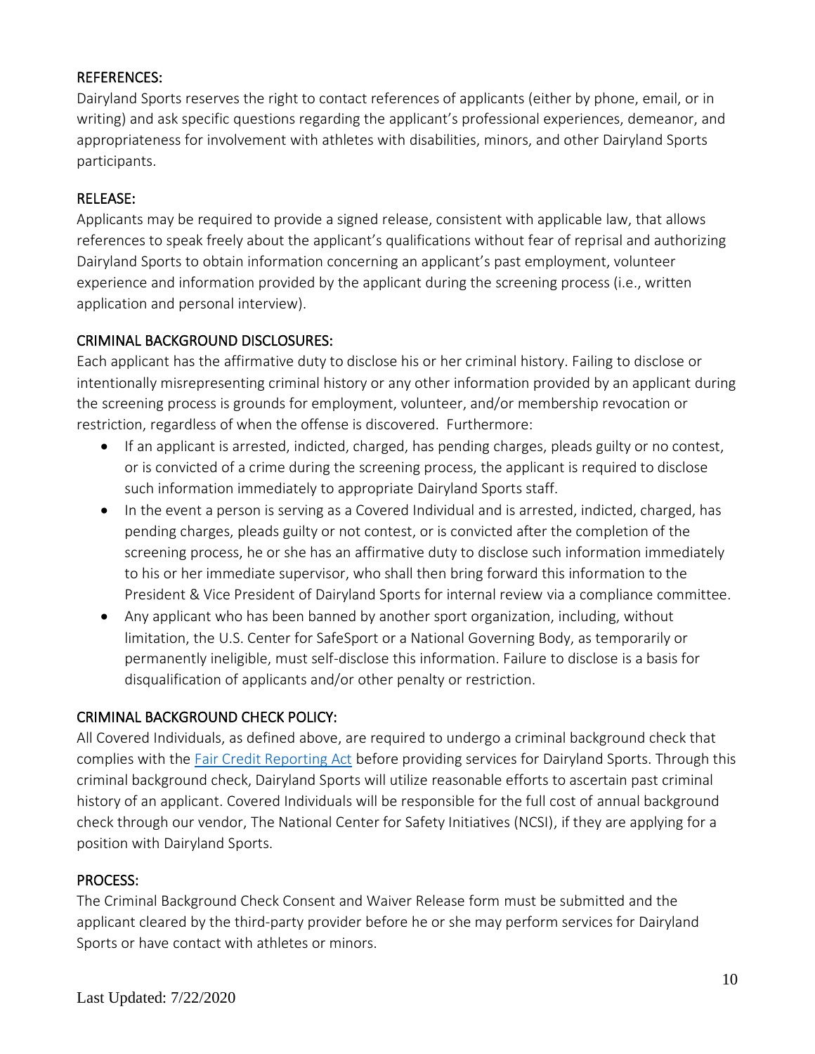## REFERENCES:

Dairyland Sports reserves the right to contact references of applicants (either by phone, email, or in writing) and ask specific questions regarding the applicant's professional experiences, demeanor, and appropriateness for involvement with athletes with disabilities, minors, and other Dairyland Sports participants.

## RELEASE:

Applicants may be required to provide a signed release, consistent with applicable law, that allows references to speak freely about the applicant's qualifications without fear of reprisal and authorizing Dairyland Sports to obtain information concerning an applicant's past employment, volunteer experience and information provided by the applicant during the screening process (i.e., written application and personal interview).

## CRIMINAL BACKGROUND DISCLOSURES:

Each applicant has the affirmative duty to disclose his or her criminal history. Failing to disclose or intentionally misrepresenting criminal history or any other information provided by an applicant during the screening process is grounds for employment, volunteer, and/or membership revocation or restriction, regardless of when the offense is discovered. Furthermore:

- If an applicant is arrested, indicted, charged, has pending charges, pleads guilty or no contest, or is convicted of a crime during the screening process, the applicant is required to disclose such information immediately to appropriate Dairyland Sports staff.
- In the event a person is serving as a Covered Individual and is arrested, indicted, charged, has pending charges, pleads guilty or not contest, or is convicted after the completion of the screening process, he or she has an affirmative duty to disclose such information immediately to his or her immediate supervisor, who shall then bring forward this information to the President & Vice President of Dairyland Sports for internal review via a compliance committee.
- Any applicant who has been banned by another sport organization, including, without limitation, the U.S. Center for SafeSport or a National Governing Body, as temporarily or permanently ineligible, must self-disclose this information. Failure to disclose is a basis for disqualification of applicants and/or other penalty or restriction.

## CRIMINAL BACKGROUND CHECK POLICY:

All Covered Individuals, as defined above, are required to undergo a criminal background check that complies with the Fair Credit Reporting Act before providing services for Dairyland Sports. Through this criminal background check, Dairyland Sports will utilize reasonable efforts to ascertain past criminal history of an applicant. Covered Individuals will be responsible for the full cost of annual background check through our vendor, The National Center for Safety Initiatives (NCSI), if they are applying for a position with Dairyland Sports.

## PROCESS:

The Criminal Background Check Consent and Waiver Release form must be submitted and the applicant cleared by the third-party provider before he or she may perform services for Dairyland Sports or have contact with athletes or minors.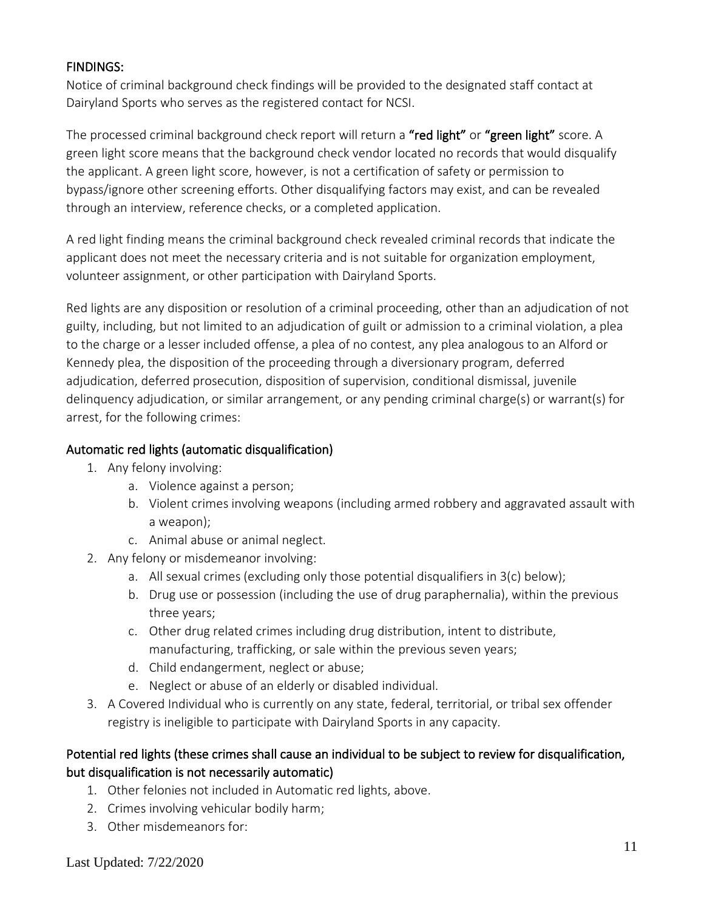## FINDINGS:

Notice of criminal background check findings will be provided to the designated staff contact at Dairyland Sports who serves as the registered contact for NCSI.

The processed criminal background check report will return a **"red light"** or **"green light"** score. A green light score means that the background check vendor located no records that would disqualify the applicant. A green light score, however, is not a certification of safety or permission to bypass/ignore other screening efforts. Other disqualifying factors may exist, and can be revealed through an interview, reference checks, or a completed application.

A red light finding means the criminal background check revealed criminal records that indicate the applicant does not meet the necessary criteria and is not suitable for organization employment, volunteer assignment, or other participation with Dairyland Sports.

Red lights are any disposition or resolution of a criminal proceeding, other than an adjudication of not guilty, including, but not limited to an adjudication of guilt or admission to a criminal violation, a plea to the charge or a lesser included offense, a plea of no contest, any plea analogous to an Alford or Kennedy plea, the disposition of the proceeding through a diversionary program, deferred adjudication, deferred prosecution, disposition of supervision, conditional dismissal, juvenile delinquency adjudication, or similar arrangement, or any pending criminal charge(s) or warrant(s) for arrest, for the following crimes:

### Automatic red lights (automatic disqualification)

1. Any felony involving:
   a. Violence against a person;
   b. Violent crimes involving weapons (including armed robbery and aggravated assault with a weapon);
   c. Animal abuse or animal neglect.
2. Any felony or misdemeanor involving:
   a. All sexual crimes (excluding only those potential disqualifiers in 3(c) below);
   b. Drug use or possession (including the use of drug paraphernalia), within the previous three years;
   c. Other drug related crimes including drug distribution, intent to distribute, manufacturing, trafficking, or sale within the previous seven years;
   d. Child endangerment, neglect or abuse;
   e. Neglect or abuse of an elderly or disabled individual.
3. A Covered Individual who is currently on any state, federal, territorial, or tribal sex offender registry is ineligible to participate with Dairyland Sports in any capacity.

### Potential red lights (these crimes shall cause an individual to be subject to review for disqualification, but disqualification is not necessarily automatic)

1. Other felonies not included in Automatic red lights, above.
2. Crimes involving vehicular bodily harm;
3. Other misdemeanors for: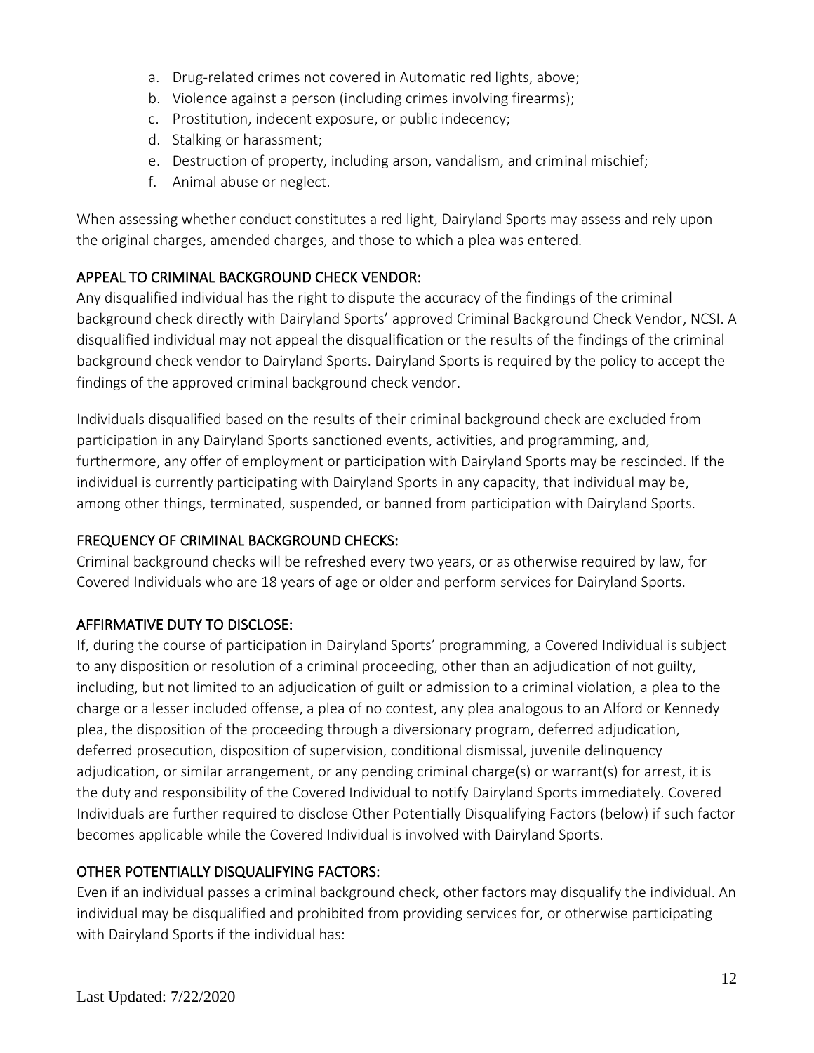a. Drug-related crimes not covered in Automatic red lights, above;
b. Violence against a person (including crimes involving firearms);
c. Prostitution, indecent exposure, or public indecency;
d. Stalking or harassment;
e. Destruction of property, including arson, vandalism, and criminal mischief;
f. Animal abuse or neglect.

When assessing whether conduct constitutes a red light, Dairyland Sports may assess and rely upon the original charges, amended charges, and those to which a plea was entered.

## APPEAL TO CRIMINAL BACKGROUND CHECK VENDOR:

Any disqualified individual has the right to dispute the accuracy of the findings of the criminal background check directly with Dairyland Sports' approved Criminal Background Check Vendor, NCSI. A disqualified individual may not appeal the disqualification or the results of the findings of the criminal background check vendor to Dairyland Sports. Dairyland Sports is required by the policy to accept the findings of the approved criminal background check vendor.

Individuals disqualified based on the results of their criminal background check are excluded from participation in any Dairyland Sports sanctioned events, activities, and programming, and, furthermore, any offer of employment or participation with Dairyland Sports may be rescinded. If the individual is currently participating with Dairyland Sports in any capacity, that individual may be, among other things, terminated, suspended, or banned from participation with Dairyland Sports.

## FREQUENCY OF CRIMINAL BACKGROUND CHECKS:

Criminal background checks will be refreshed every two years, or as otherwise required by law, for Covered Individuals who are 18 years of age or older and perform services for Dairyland Sports.

## AFFIRMATIVE DUTY TO DISCLOSE:

If, during the course of participation in Dairyland Sports' programming, a Covered Individual is subject to any disposition or resolution of a criminal proceeding, other than an adjudication of not guilty, including, but not limited to an adjudication of guilt or admission to a criminal violation, a plea to the charge or a lesser included offense, a plea of no contest, any plea analogous to an Alford or Kennedy plea, the disposition of the proceeding through a diversionary program, deferred adjudication, deferred prosecution, disposition of supervision, conditional dismissal, juvenile delinquency adjudication, or similar arrangement, or any pending criminal charge(s) or warrant(s) for arrest, it is the duty and responsibility of the Covered Individual to notify Dairyland Sports immediately. Covered Individuals are further required to disclose Other Potentially Disqualifying Factors (below) if such factor becomes applicable while the Covered Individual is involved with Dairyland Sports.

## OTHER POTENTIALLY DISQUALIFYING FACTORS:

Even if an individual passes a criminal background check, other factors may disqualify the individual. An individual may be disqualified and prohibited from providing services for, or otherwise participating with Dairyland Sports if the individual has:

Last Updated: 7/22/2020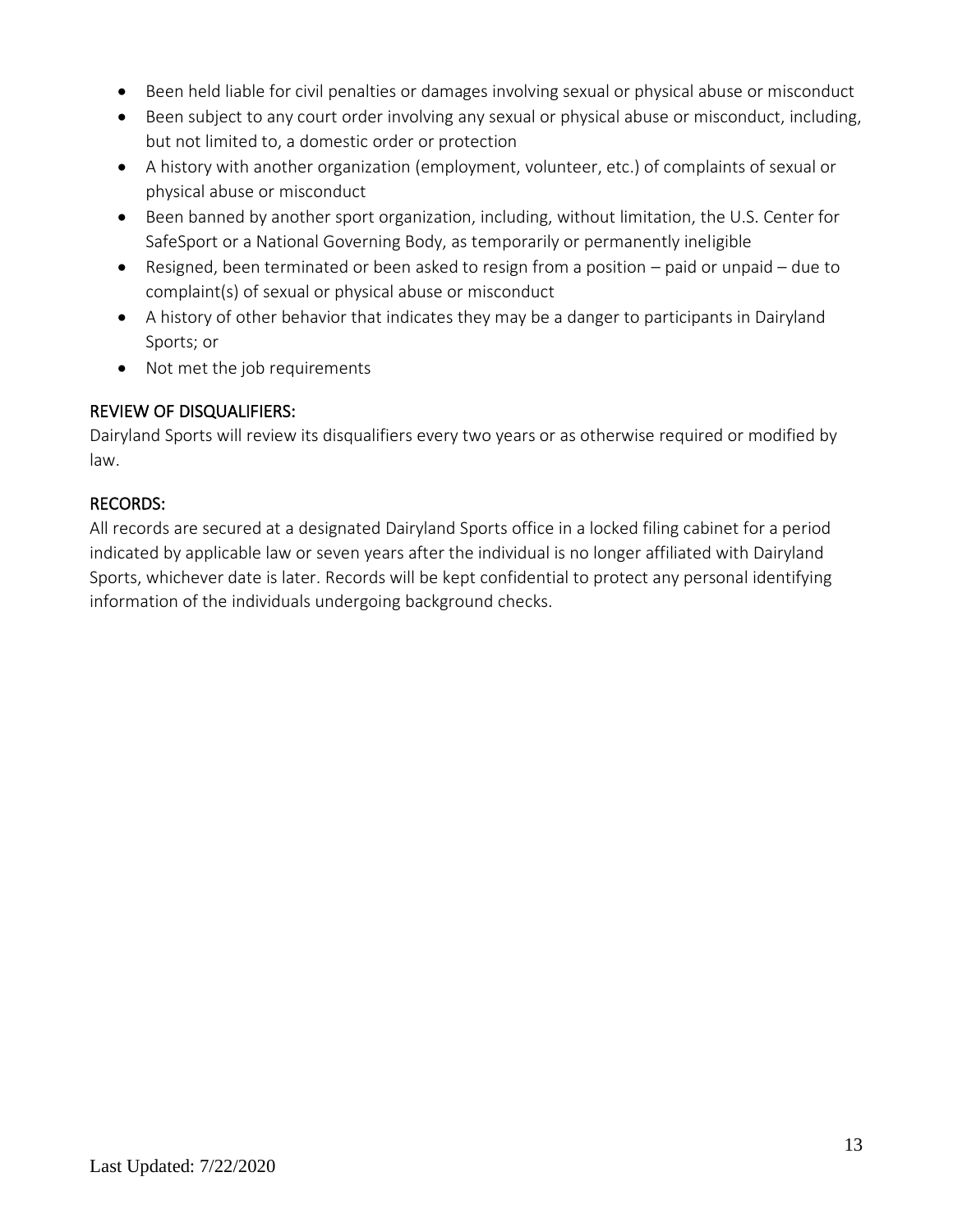- Been held liable for civil penalties or damages involving sexual or physical abuse or misconduct
- Been subject to any court order involving any sexual or physical abuse or misconduct, including, but not limited to, a domestic order or protection
- A history with another organization (employment, volunteer, etc.) of complaints of sexual or physical abuse or misconduct
- Been banned by another sport organization, including, without limitation, the U.S. Center for SafeSport or a National Governing Body, as temporarily or permanently ineligible
- Resigned, been terminated or been asked to resign from a position – paid or unpaid – due to complaint(s) of sexual or physical abuse or misconduct
- A history of other behavior that indicates they may be a danger to participants in Dairyland Sports; or
- Not met the job requirements

## REVIEW OF DISQUALIFIERS:

Dairyland Sports will review its disqualifiers every two years or as otherwise required or modified by law.

## RECORDS:

All records are secured at a designated Dairyland Sports office in a locked filing cabinet for a period indicated by applicable law or seven years after the individual is no longer affiliated with Dairyland Sports, whichever date is later. Records will be kept confidential to protect any personal identifying information of the individuals undergoing background checks.

Last Updated: 7/22/2020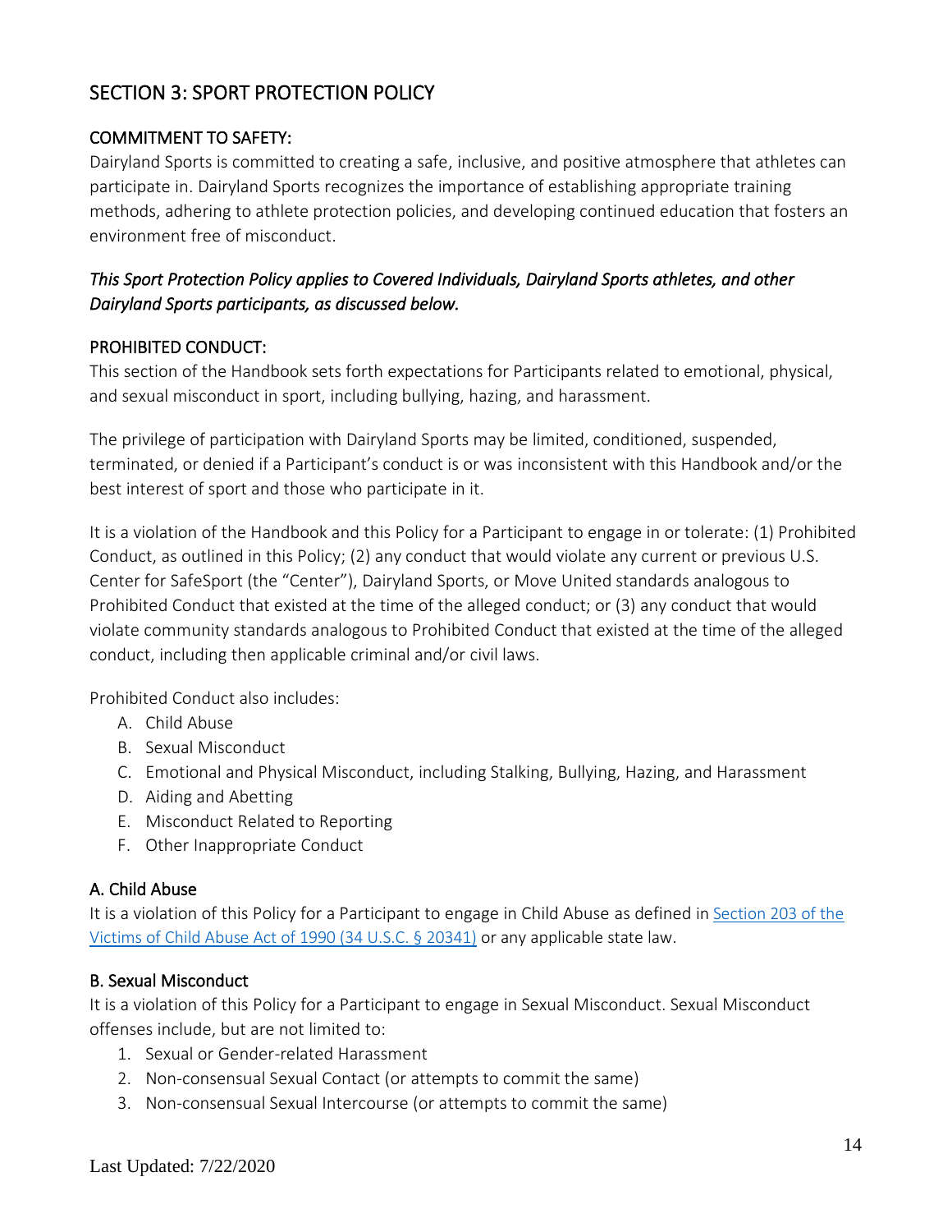## SECTION 3: SPORT PROTECTION POLICY

### COMMITMENT TO SAFETY:

Dairyland Sports is committed to creating a safe, inclusive, and positive atmosphere that athletes can participate in. Dairyland Sports recognizes the importance of establishing appropriate training methods, adhering to athlete protection policies, and developing continued education that fosters an environment free of misconduct.

*This Sport Protection Policy applies to Covered Individuals, Dairyland Sports athletes, and other Dairyland Sports participants, as discussed below.*

### PROHIBITED CONDUCT:

This section of the Handbook sets forth expectations for Participants related to emotional, physical, and sexual misconduct in sport, including bullying, hazing, and harassment.

The privilege of participation with Dairyland Sports may be limited, conditioned, suspended, terminated, or denied if a Participant's conduct is or was inconsistent with this Handbook and/or the best interest of sport and those who participate in it.

It is a violation of the Handbook and this Policy for a Participant to engage in or tolerate: (1) Prohibited Conduct, as outlined in this Policy; (2) any conduct that would violate any current or previous U.S. Center for SafeSport (the "Center"), Dairyland Sports, or Move United standards analogous to Prohibited Conduct that existed at the time of the alleged conduct; or (3) any conduct that would violate community standards analogous to Prohibited Conduct that existed at the time of the alleged conduct, including then applicable criminal and/or civil laws.

Prohibited Conduct also includes:

A. Child Abuse
B. Sexual Misconduct
C. Emotional and Physical Misconduct, including Stalking, Bullying, Hazing, and Harassment
D. Aiding and Abetting
E. Misconduct Related to Reporting
F. Other Inappropriate Conduct

### A. Child Abuse

It is a violation of this Policy for a Participant to engage in Child Abuse as defined in [Section 203 of the Victims of Child Abuse Act of 1990 (34 U.S.C. § 20341)] or any applicable state law.

### B. Sexual Misconduct

It is a violation of this Policy for a Participant to engage in Sexual Misconduct. Sexual Misconduct offenses include, but are not limited to:

1. Sexual or Gender-related Harassment
2. Non-consensual Sexual Contact (or attempts to commit the same)
3. Non-consensual Sexual Intercourse (or attempts to commit the same)

Last Updated: 7/22/2020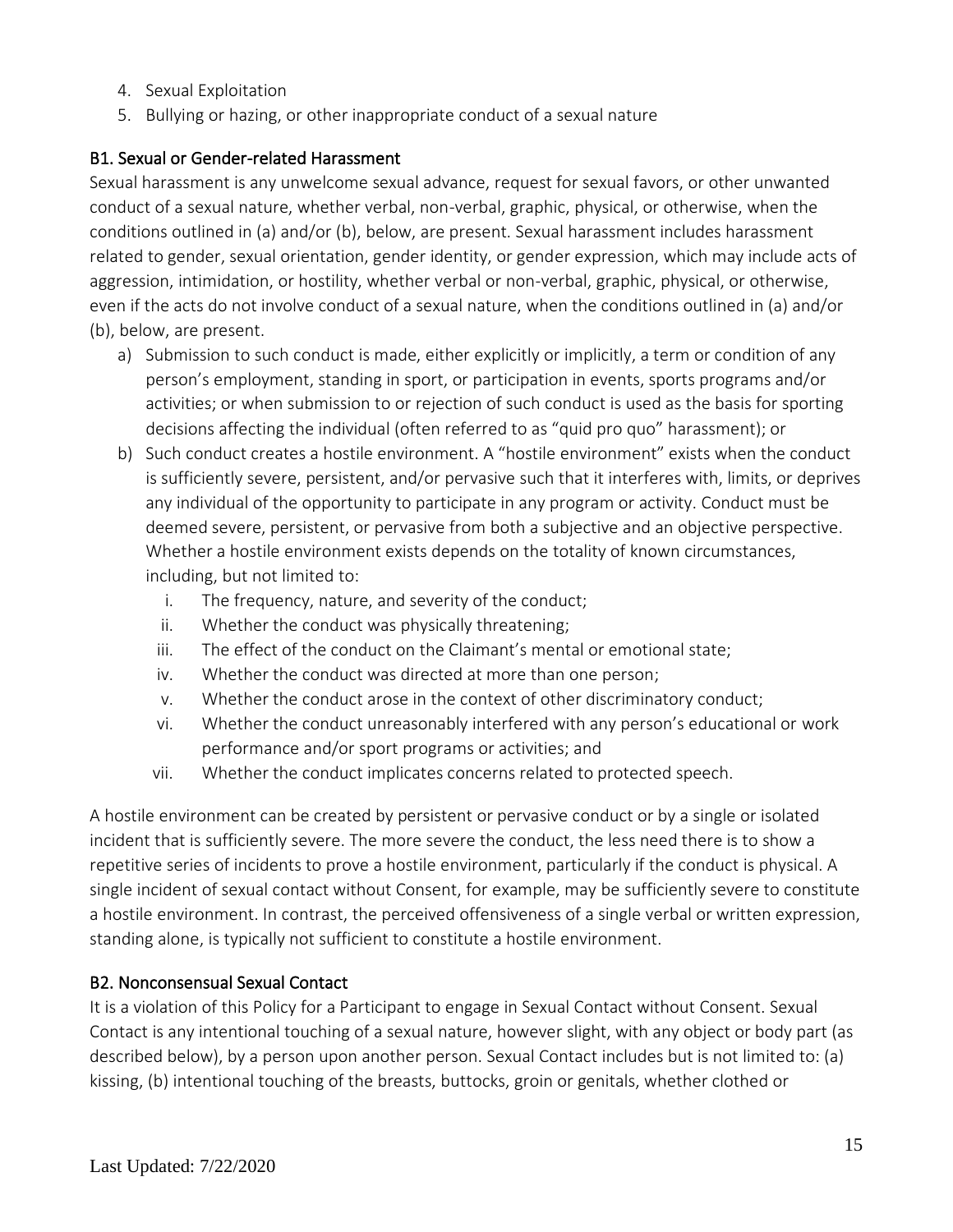4. Sexual Exploitation
5. Bullying or hazing, or other inappropriate conduct of a sexual nature

### B1. Sexual or Gender-related Harassment

Sexual harassment is any unwelcome sexual advance, request for sexual favors, or other unwanted conduct of a sexual nature, whether verbal, non-verbal, graphic, physical, or otherwise, when the conditions outlined in (a) and/or (b), below, are present. Sexual harassment includes harassment related to gender, sexual orientation, gender identity, or gender expression, which may include acts of aggression, intimidation, or hostility, whether verbal or non-verbal, graphic, physical, or otherwise, even if the acts do not involve conduct of a sexual nature, when the conditions outlined in (a) and/or (b), below, are present.

a) Submission to such conduct is made, either explicitly or implicitly, a term or condition of any person's employment, standing in sport, or participation in events, sports programs and/or activities; or when submission to or rejection of such conduct is used as the basis for sporting decisions affecting the individual (often referred to as "quid pro quo" harassment); or
b) Such conduct creates a hostile environment. A "hostile environment" exists when the conduct is sufficiently severe, persistent, and/or pervasive such that it interferes with, limits, or deprives any individual of the opportunity to participate in any program or activity. Conduct must be deemed severe, persistent, or pervasive from both a subjective and an objective perspective. Whether a hostile environment exists depends on the totality of known circumstances, including, but not limited to:
    i. The frequency, nature, and severity of the conduct;
    ii. Whether the conduct was physically threatening;
    iii. The effect of the conduct on the Claimant's mental or emotional state;
    iv. Whether the conduct was directed at more than one person;
    v. Whether the conduct arose in the context of other discriminatory conduct;
    vi. Whether the conduct unreasonably interfered with any person's educational or work performance and/or sport programs or activities; and
    vii. Whether the conduct implicates concerns related to protected speech.

A hostile environment can be created by persistent or pervasive conduct or by a single or isolated incident that is sufficiently severe. The more severe the conduct, the less need there is to show a repetitive series of incidents to prove a hostile environment, particularly if the conduct is physical. A single incident of sexual contact without Consent, for example, may be sufficiently severe to constitute a hostile environment. In contrast, the perceived offensiveness of a single verbal or written expression, standing alone, is typically not sufficient to constitute a hostile environment.

### B2. Nonconsensual Sexual Contact

It is a violation of this Policy for a Participant to engage in Sexual Contact without Consent. Sexual Contact is any intentional touching of a sexual nature, however slight, with any object or body part (as described below), by a person upon another person. Sexual Contact includes but is not limited to: (a) kissing, (b) intentional touching of the breasts, buttocks, groin or genitals, whether clothed or

Last Updated: 7/22/2020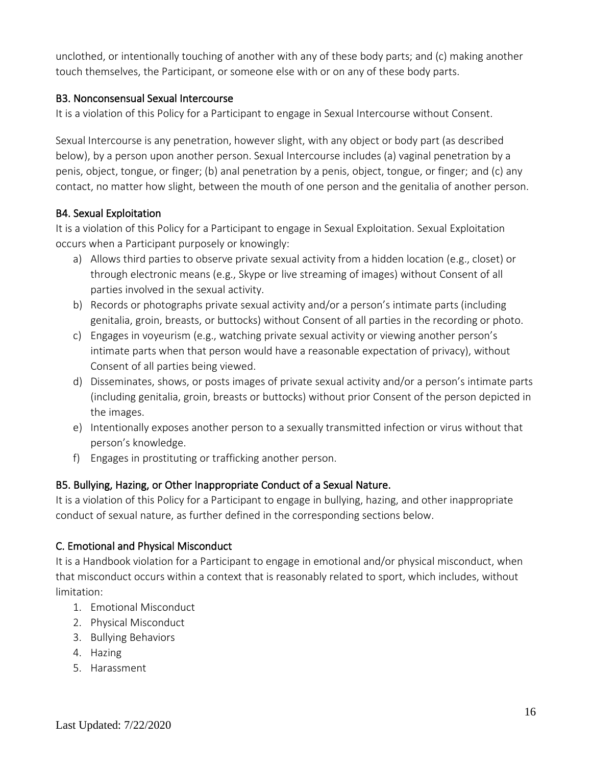unclothed, or intentionally touching of another with any of these body parts; and (c) making another touch themselves, the Participant, or someone else with or on any of these body parts.

### B3. Nonconsensual Sexual Intercourse

It is a violation of this Policy for a Participant to engage in Sexual Intercourse without Consent.

Sexual Intercourse is any penetration, however slight, with any object or body part (as described below), by a person upon another person. Sexual Intercourse includes (a) vaginal penetration by a penis, object, tongue, or finger; (b) anal penetration by a penis, object, tongue, or finger; and (c) any contact, no matter how slight, between the mouth of one person and the genitalia of another person.

### B4. Sexual Exploitation

It is a violation of this Policy for a Participant to engage in Sexual Exploitation. Sexual Exploitation occurs when a Participant purposely or knowingly:

a) Allows third parties to observe private sexual activity from a hidden location (e.g., closet) or through electronic means (e.g., Skype or live streaming of images) without Consent of all parties involved in the sexual activity.
b) Records or photographs private sexual activity and/or a person's intimate parts (including genitalia, groin, breasts, or buttocks) without Consent of all parties in the recording or photo.
c) Engages in voyeurism (e.g., watching private sexual activity or viewing another person's intimate parts when that person would have a reasonable expectation of privacy), without Consent of all parties being viewed.
d) Disseminates, shows, or posts images of private sexual activity and/or a person's intimate parts (including genitalia, groin, breasts or buttocks) without prior Consent of the person depicted in the images.
e) Intentionally exposes another person to a sexually transmitted infection or virus without that person's knowledge.
f) Engages in prostituting or trafficking another person.

### B5. Bullying, Hazing, or Other Inappropriate Conduct of a Sexual Nature.

It is a violation of this Policy for a Participant to engage in bullying, hazing, and other inappropriate conduct of sexual nature, as further defined in the corresponding sections below.

## C. Emotional and Physical Misconduct

It is a Handbook violation for a Participant to engage in emotional and/or physical misconduct, when that misconduct occurs within a context that is reasonably related to sport, which includes, without limitation:

1. Emotional Misconduct
2. Physical Misconduct
3. Bullying Behaviors
4. Hazing
5. Harassment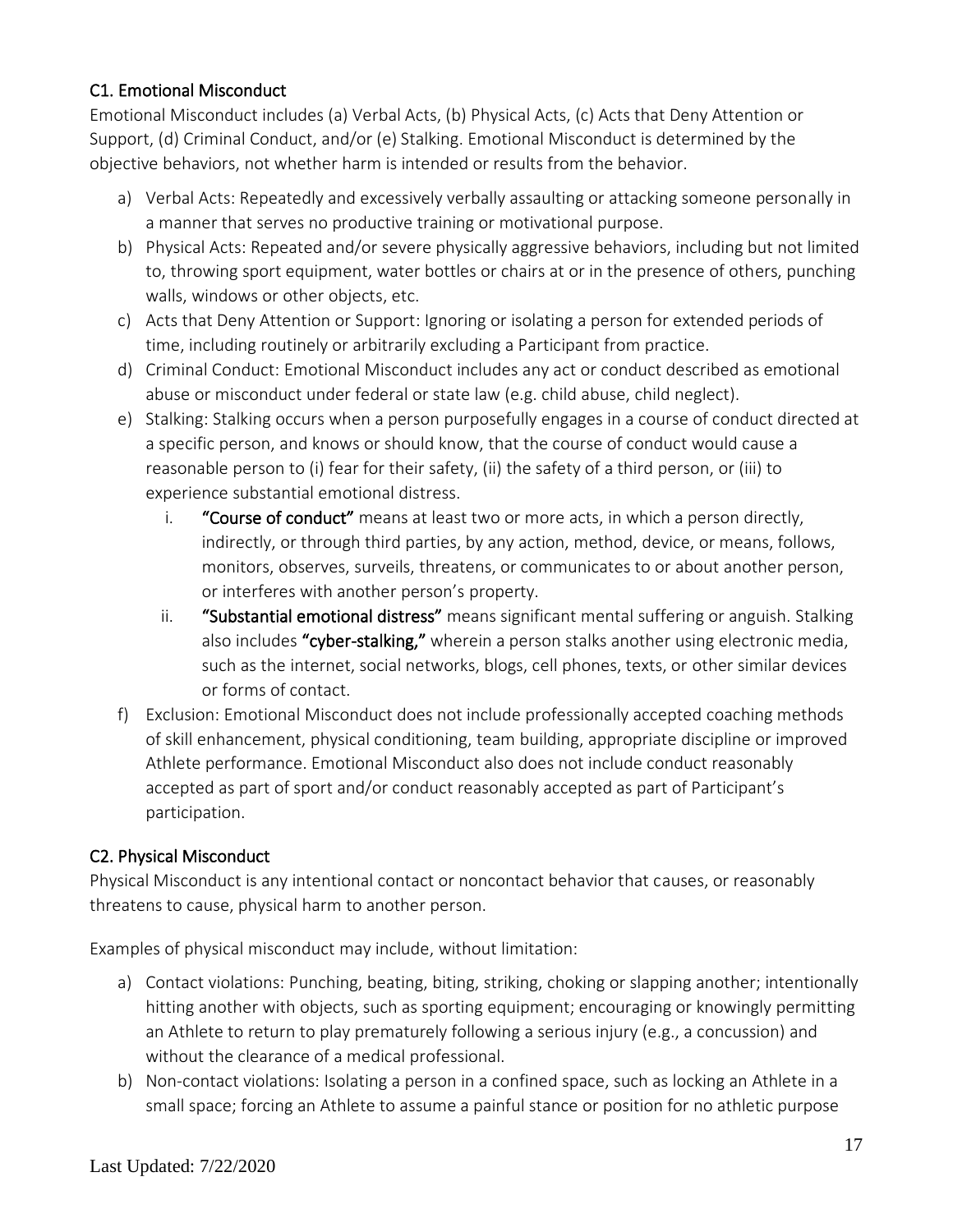### C1. Emotional Misconduct

Emotional Misconduct includes (a) Verbal Acts, (b) Physical Acts, (c) Acts that Deny Attention or Support, (d) Criminal Conduct, and/or (e) Stalking. Emotional Misconduct is determined by the objective behaviors, not whether harm is intended or results from the behavior.

a) Verbal Acts: Repeatedly and excessively verbally assaulting or attacking someone personally in a manner that serves no productive training or motivational purpose.
b) Physical Acts: Repeated and/or severe physically aggressive behaviors, including but not limited to, throwing sport equipment, water bottles or chairs at or in the presence of others, punching walls, windows or other objects, etc.
c) Acts that Deny Attention or Support: Ignoring or isolating a person for extended periods of time, including routinely or arbitrarily excluding a Participant from practice.
d) Criminal Conduct: Emotional Misconduct includes any act or conduct described as emotional abuse or misconduct under federal or state law (e.g. child abuse, child neglect).
e) Stalking: Stalking occurs when a person purposefully engages in a course of conduct directed at a specific person, and knows or should know, that the course of conduct would cause a reasonable person to (i) fear for their safety, (ii) the safety of a third person, or (iii) to experience substantial emotional distress.
    i. **"Course of conduct"** means at least two or more acts, in which a person directly, indirectly, or through third parties, by any action, method, device, or means, follows, monitors, observes, surveils, threatens, or communicates to or about another person, or interferes with another person's property.
    ii. **"Substantial emotional distress"** means significant mental suffering or anguish. Stalking also includes **"cyber-stalking,"** wherein a person stalks another using electronic media, such as the internet, social networks, blogs, cell phones, texts, or other similar devices or forms of contact.
f) Exclusion: Emotional Misconduct does not include professionally accepted coaching methods of skill enhancement, physical conditioning, team building, appropriate discipline or improved Athlete performance. Emotional Misconduct also does not include conduct reasonably accepted as part of sport and/or conduct reasonably accepted as part of Participant's participation.

### C2. Physical Misconduct

Physical Misconduct is any intentional contact or noncontact behavior that causes, or reasonably threatens to cause, physical harm to another person.

Examples of physical misconduct may include, without limitation:

a) Contact violations: Punching, beating, biting, striking, choking or slapping another; intentionally hitting another with objects, such as sporting equipment; encouraging or knowingly permitting an Athlete to return to play prematurely following a serious injury (e.g., a concussion) and without the clearance of a medical professional.
b) Non-contact violations: Isolating a person in a confined space, such as locking an Athlete in a small space; forcing an Athlete to assume a painful stance or position for no athletic purpose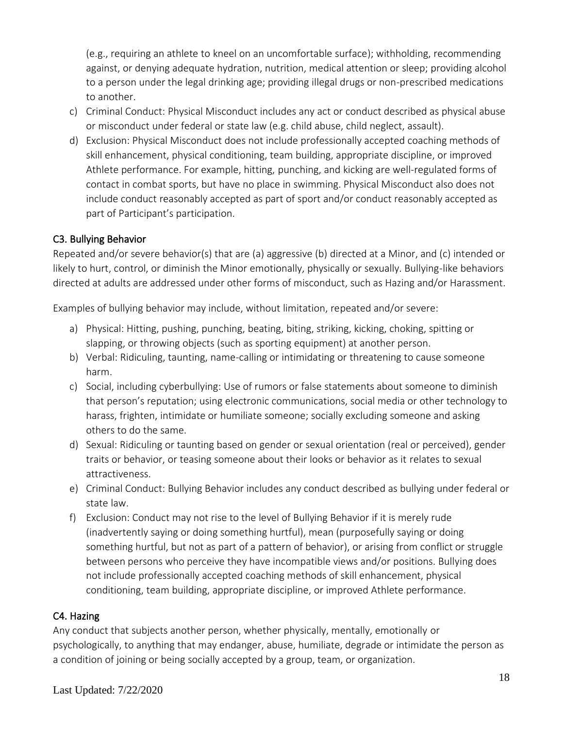(e.g., requiring an athlete to kneel on an uncomfortable surface); withholding, recommending against, or denying adequate hydration, nutrition, medical attention or sleep; providing alcohol to a person under the legal drinking age; providing illegal drugs or non-prescribed medications to another.

c) Criminal Conduct: Physical Misconduct includes any act or conduct described as physical abuse or misconduct under federal or state law (e.g. child abuse, child neglect, assault).
d) Exclusion: Physical Misconduct does not include professionally accepted coaching methods of skill enhancement, physical conditioning, team building, appropriate discipline, or improved Athlete performance. For example, hitting, punching, and kicking are well-regulated forms of contact in combat sports, but have no place in swimming. Physical Misconduct also does not include conduct reasonably accepted as part of sport and/or conduct reasonably accepted as part of Participant's participation.

### C3. Bullying Behavior

Repeated and/or severe behavior(s) that are (a) aggressive (b) directed at a Minor, and (c) intended or likely to hurt, control, or diminish the Minor emotionally, physically or sexually. Bullying-like behaviors directed at adults are addressed under other forms of misconduct, such as Hazing and/or Harassment.

Examples of bullying behavior may include, without limitation, repeated and/or severe:

a) Physical: Hitting, pushing, punching, beating, biting, striking, kicking, choking, spitting or slapping, or throwing objects (such as sporting equipment) at another person.
b) Verbal: Ridiculing, taunting, name-calling or intimidating or threatening to cause someone harm.
c) Social, including cyberbullying: Use of rumors or false statements about someone to diminish that person's reputation; using electronic communications, social media or other technology to harass, frighten, intimidate or humiliate someone; socially excluding someone and asking others to do the same.
d) Sexual: Ridiculing or taunting based on gender or sexual orientation (real or perceived), gender traits or behavior, or teasing someone about their looks or behavior as it relates to sexual attractiveness.
e) Criminal Conduct: Bullying Behavior includes any conduct described as bullying under federal or state law.
f) Exclusion: Conduct may not rise to the level of Bullying Behavior if it is merely rude (inadvertently saying or doing something hurtful), mean (purposefully saying or doing something hurtful, but not as part of a pattern of behavior), or arising from conflict or struggle between persons who perceive they have incompatible views and/or positions. Bullying does not include professionally accepted coaching methods of skill enhancement, physical conditioning, team building, appropriate discipline, or improved Athlete performance.

### C4. Hazing

Any conduct that subjects another person, whether physically, mentally, emotionally or psychologically, to anything that may endanger, abuse, humiliate, degrade or intimidate the person as a condition of joining or being socially accepted by a group, team, or organization.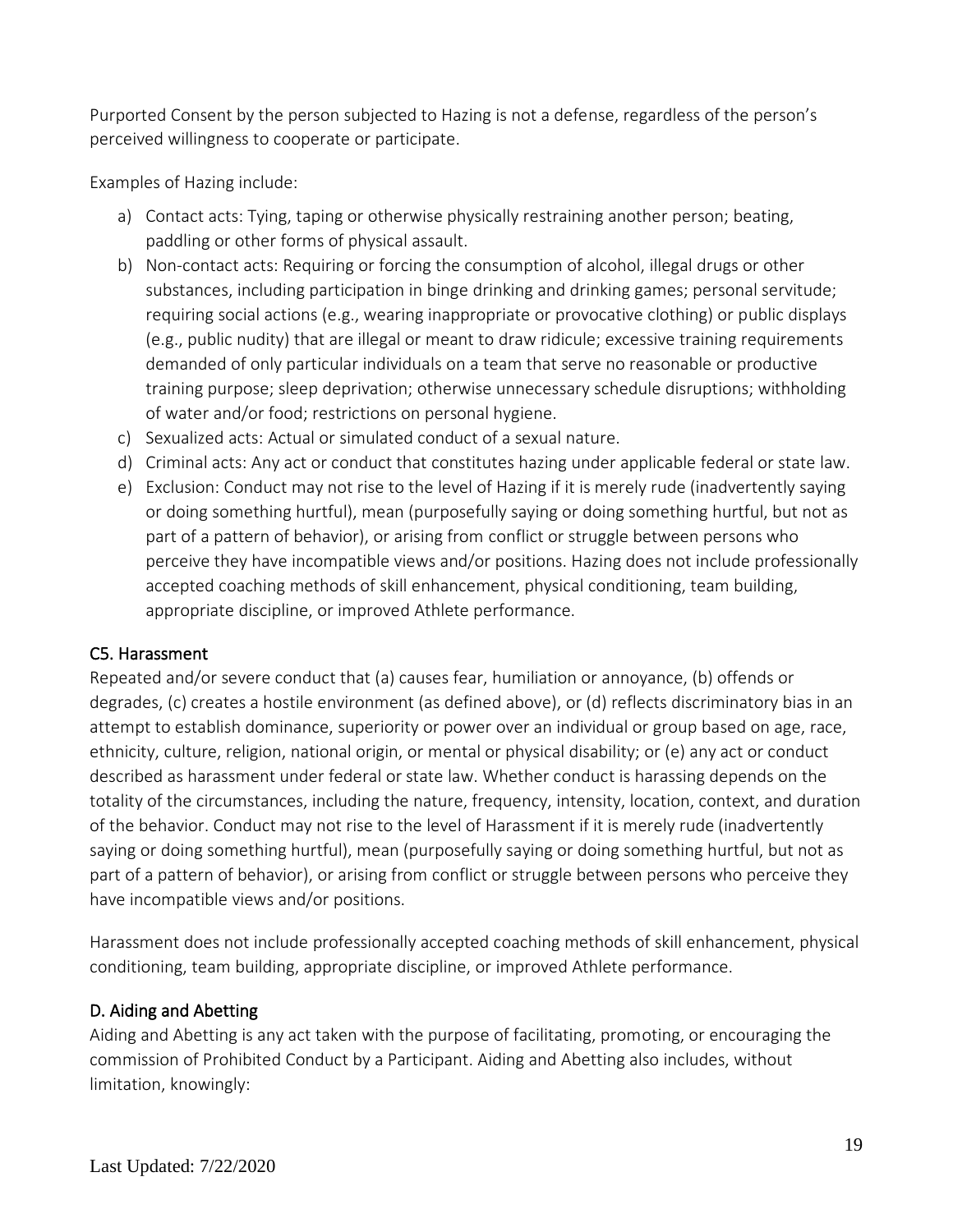Purported Consent by the person subjected to Hazing is not a defense, regardless of the person's perceived willingness to cooperate or participate.

Examples of Hazing include:

a) Contact acts: Tying, taping or otherwise physically restraining another person; beating, paddling or other forms of physical assault.
b) Non-contact acts: Requiring or forcing the consumption of alcohol, illegal drugs or other substances, including participation in binge drinking and drinking games; personal servitude; requiring social actions (e.g., wearing inappropriate or provocative clothing) or public displays (e.g., public nudity) that are illegal or meant to draw ridicule; excessive training requirements demanded of only particular individuals on a team that serve no reasonable or productive training purpose; sleep deprivation; otherwise unnecessary schedule disruptions; withholding of water and/or food; restrictions on personal hygiene.
c) Sexualized acts: Actual or simulated conduct of a sexual nature.
d) Criminal acts: Any act or conduct that constitutes hazing under applicable federal or state law.
e) Exclusion: Conduct may not rise to the level of Hazing if it is merely rude (inadvertently saying or doing something hurtful), mean (purposefully saying or doing something hurtful, but not as part of a pattern of behavior), or arising from conflict or struggle between persons who perceive they have incompatible views and/or positions. Hazing does not include professionally accepted coaching methods of skill enhancement, physical conditioning, team building, appropriate discipline, or improved Athlete performance.

### C5. Harassment

Repeated and/or severe conduct that (a) causes fear, humiliation or annoyance, (b) offends or degrades, (c) creates a hostile environment (as defined above), or (d) reflects discriminatory bias in an attempt to establish dominance, superiority or power over an individual or group based on age, race, ethnicity, culture, religion, national origin, or mental or physical disability; or (e) any act or conduct described as harassment under federal or state law. Whether conduct is harassing depends on the totality of the circumstances, including the nature, frequency, intensity, location, context, and duration of the behavior. Conduct may not rise to the level of Harassment if it is merely rude (inadvertently saying or doing something hurtful), mean (purposefully saying or doing something hurtful, but not as part of a pattern of behavior), or arising from conflict or struggle between persons who perceive they have incompatible views and/or positions.

Harassment does not include professionally accepted coaching methods of skill enhancement, physical conditioning, team building, appropriate discipline, or improved Athlete performance.

### D. Aiding and Abetting

Aiding and Abetting is any act taken with the purpose of facilitating, promoting, or encouraging the commission of Prohibited Conduct by a Participant. Aiding and Abetting also includes, without limitation, knowingly: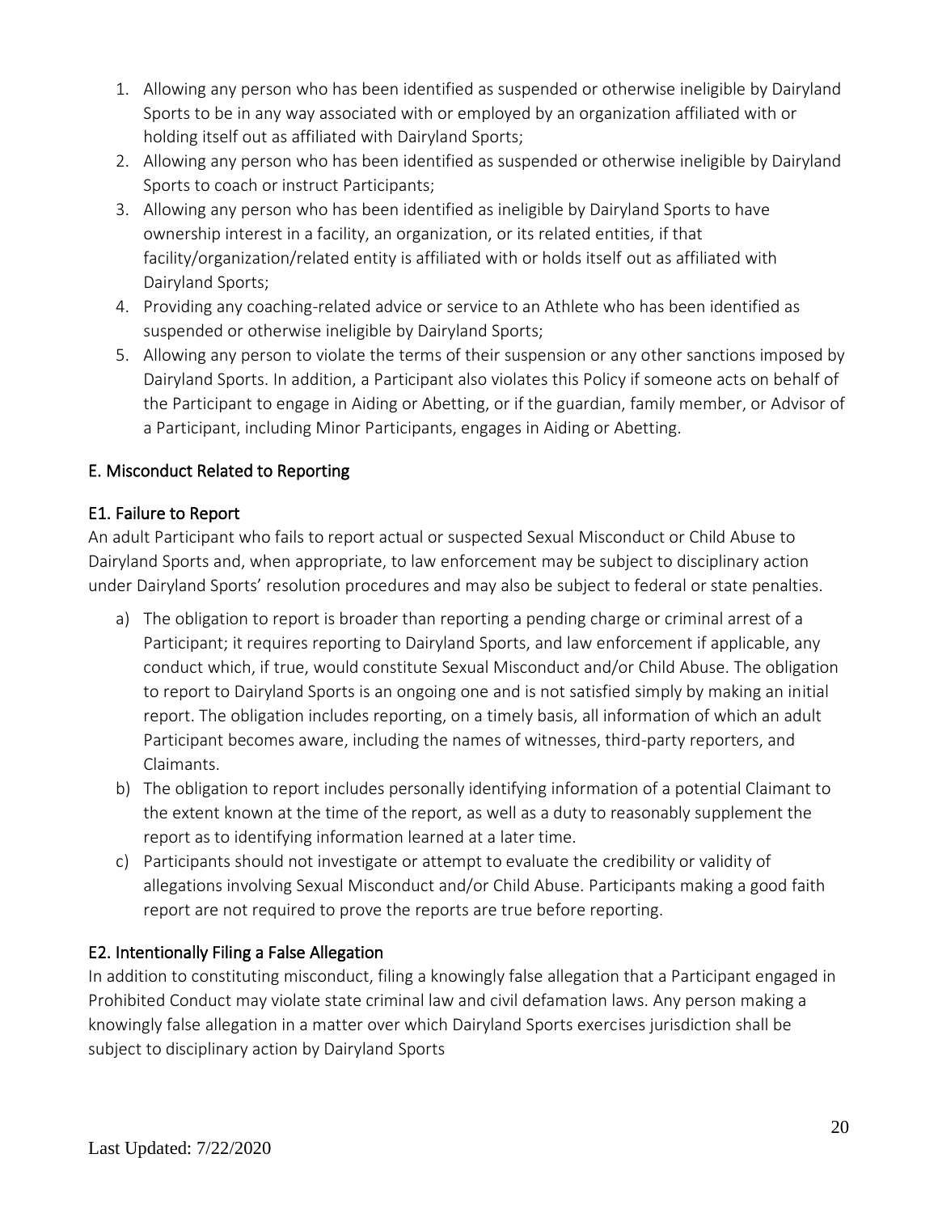1. Allowing any person who has been identified as suspended or otherwise ineligible by Dairyland Sports to be in any way associated with or employed by an organization affiliated with or holding itself out as affiliated with Dairyland Sports;
2. Allowing any person who has been identified as suspended or otherwise ineligible by Dairyland Sports to coach or instruct Participants;
3. Allowing any person who has been identified as ineligible by Dairyland Sports to have ownership interest in a facility, an organization, or its related entities, if that facility/organization/related entity is affiliated with or holds itself out as affiliated with Dairyland Sports;
4. Providing any coaching-related advice or service to an Athlete who has been identified as suspended or otherwise ineligible by Dairyland Sports;
5. Allowing any person to violate the terms of their suspension or any other sanctions imposed by Dairyland Sports. In addition, a Participant also violates this Policy if someone acts on behalf of the Participant to engage in Aiding or Abetting, or if the guardian, family member, or Advisor of a Participant, including Minor Participants, engages in Aiding or Abetting.

## E. Misconduct Related to Reporting

### E1. Failure to Report

An adult Participant who fails to report actual or suspected Sexual Misconduct or Child Abuse to Dairyland Sports and, when appropriate, to law enforcement may be subject to disciplinary action under Dairyland Sports' resolution procedures and may also be subject to federal or state penalties.

a) The obligation to report is broader than reporting a pending charge or criminal arrest of a Participant; it requires reporting to Dairyland Sports, and law enforcement if applicable, any conduct which, if true, would constitute Sexual Misconduct and/or Child Abuse. The obligation to report to Dairyland Sports is an ongoing one and is not satisfied simply by making an initial report. The obligation includes reporting, on a timely basis, all information of which an adult Participant becomes aware, including the names of witnesses, third-party reporters, and Claimants.

b) The obligation to report includes personally identifying information of a potential Claimant to the extent known at the time of the report, as well as a duty to reasonably supplement the report as to identifying information learned at a later time.

c) Participants should not investigate or attempt to evaluate the credibility or validity of allegations involving Sexual Misconduct and/or Child Abuse. Participants making a good faith report are not required to prove the reports are true before reporting.

### E2. Intentionally Filing a False Allegation

In addition to constituting misconduct, filing a knowingly false allegation that a Participant engaged in Prohibited Conduct may violate state criminal law and civil defamation laws. Any person making a knowingly false allegation in a matter over which Dairyland Sports exercises jurisdiction shall be subject to disciplinary action by Dairyland Sports

Last Updated: 7/22/2020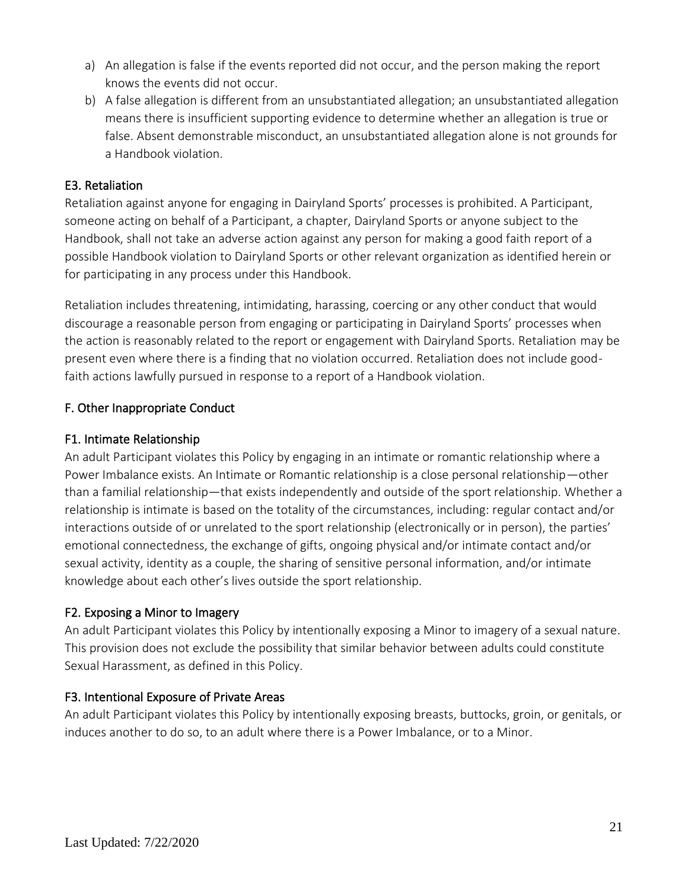a) An allegation is false if the events reported did not occur, and the person making the report knows the events did not occur.
b) A false allegation is different from an unsubstantiated allegation; an unsubstantiated allegation means there is insufficient supporting evidence to determine whether an allegation is true or false. Absent demonstrable misconduct, an unsubstantiated allegation alone is not grounds for a Handbook violation.

### E3. Retaliation

Retaliation against anyone for engaging in Dairyland Sports' processes is prohibited. A Participant, someone acting on behalf of a Participant, a chapter, Dairyland Sports or anyone subject to the Handbook, shall not take an adverse action against any person for making a good faith report of a possible Handbook violation to Dairyland Sports or other relevant organization as identified herein or for participating in any process under this Handbook.

Retaliation includes threatening, intimidating, harassing, coercing or any other conduct that would discourage a reasonable person from engaging or participating in Dairyland Sports' processes when the action is reasonably related to the report or engagement with Dairyland Sports. Retaliation may be present even where there is a finding that no violation occurred. Retaliation does not include good-faith actions lawfully pursued in response to a report of a Handbook violation.

## F. Other Inappropriate Conduct

### F1. Intimate Relationship

An adult Participant violates this Policy by engaging in an intimate or romantic relationship where a Power Imbalance exists. An Intimate or Romantic relationship is a close personal relationship—other than a familial relationship—that exists independently and outside of the sport relationship. Whether a relationship is intimate is based on the totality of the circumstances, including: regular contact and/or interactions outside of or unrelated to the sport relationship (electronically or in person), the parties' emotional connectedness, the exchange of gifts, ongoing physical and/or intimate contact and/or sexual activity, identity as a couple, the sharing of sensitive personal information, and/or intimate knowledge about each other's lives outside the sport relationship.

### F2. Exposing a Minor to Imagery

An adult Participant violates this Policy by intentionally exposing a Minor to imagery of a sexual nature. This provision does not exclude the possibility that similar behavior between adults could constitute Sexual Harassment, as defined in this Policy.

### F3. Intentional Exposure of Private Areas

An adult Participant violates this Policy by intentionally exposing breasts, buttocks, groin, or genitals, or induces another to do so, to an adult where there is a Power Imbalance, or to a Minor.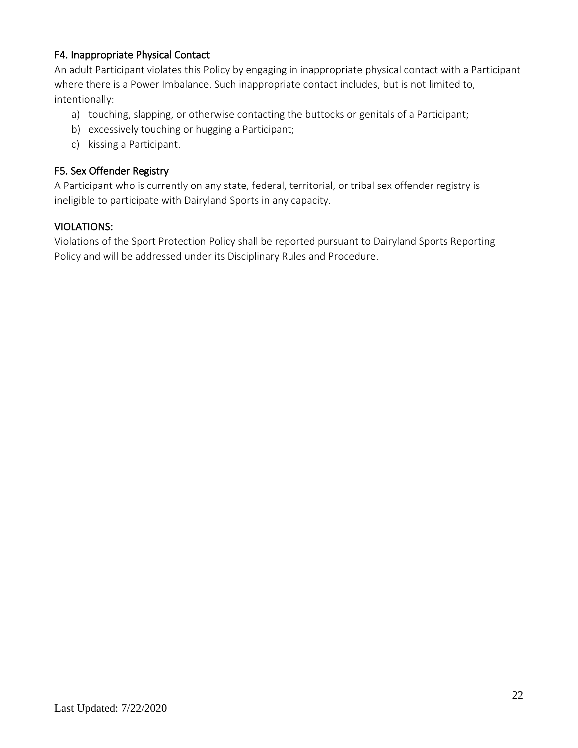### F4. Inappropriate Physical Contact

An adult Participant violates this Policy by engaging in inappropriate physical contact with a Participant where there is a Power Imbalance. Such inappropriate contact includes, but is not limited to, intentionally:

a) touching, slapping, or otherwise contacting the buttocks or genitals of a Participant;
b) excessively touching or hugging a Participant;
c) kissing a Participant.

### F5. Sex Offender Registry

A Participant who is currently on any state, federal, territorial, or tribal sex offender registry is ineligible to participate with Dairyland Sports in any capacity.

### VIOLATIONS:

Violations of the Sport Protection Policy shall be reported pursuant to Dairyland Sports Reporting Policy and will be addressed under its Disciplinary Rules and Procedure.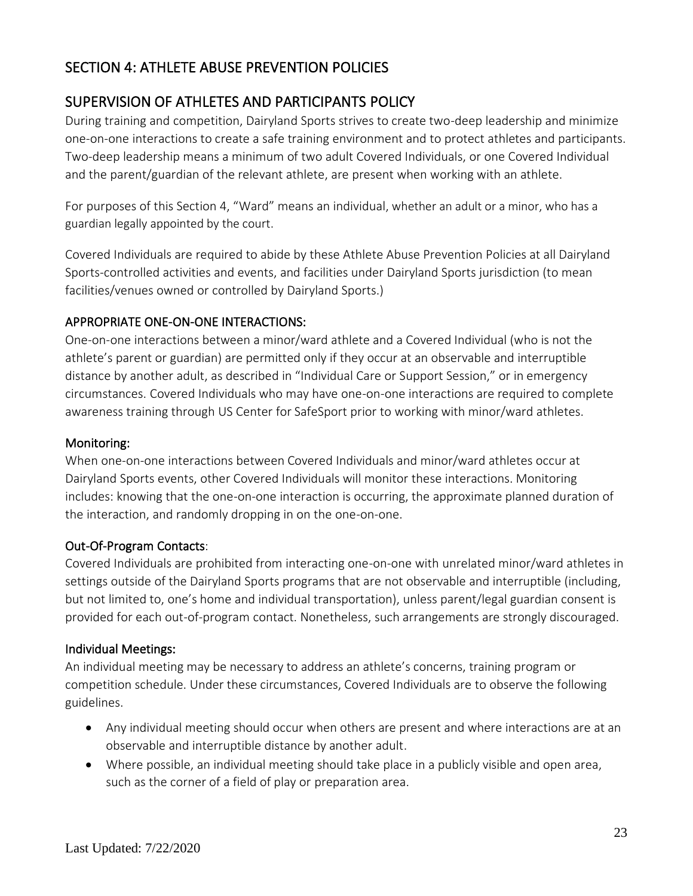## SECTION 4: ATHLETE ABUSE PREVENTION POLICIES

## SUPERVISION OF ATHLETES AND PARTICIPANTS POLICY

During training and competition, Dairyland Sports strives to create two-deep leadership and minimize one-on-one interactions to create a safe training environment and to protect athletes and participants. Two-deep leadership means a minimum of two adult Covered Individuals, or one Covered Individual and the parent/guardian of the relevant athlete, are present when working with an athlete.

For purposes of this Section 4, "Ward" means an individual, whether an adult or a minor, who has a guardian legally appointed by the court.

Covered Individuals are required to abide by these Athlete Abuse Prevention Policies at all Dairyland Sports-controlled activities and events, and facilities under Dairyland Sports jurisdiction (to mean facilities/venues owned or controlled by Dairyland Sports.)

### APPROPRIATE ONE-ON-ONE INTERACTIONS:

One-on-one interactions between a minor/ward athlete and a Covered Individual (who is not the athlete's parent or guardian) are permitted only if they occur at an observable and interruptible distance by another adult, as described in "Individual Care or Support Session," or in emergency circumstances. Covered Individuals who may have one-on-one interactions are required to complete awareness training through US Center for SafeSport prior to working with minor/ward athletes.

### Monitoring:

When one-on-one interactions between Covered Individuals and minor/ward athletes occur at Dairyland Sports events, other Covered Individuals will monitor these interactions. Monitoring includes: knowing that the one-on-one interaction is occurring, the approximate planned duration of the interaction, and randomly dropping in on the one-on-one.

### Out-Of-Program Contacts:

Covered Individuals are prohibited from interacting one-on-one with unrelated minor/ward athletes in settings outside of the Dairyland Sports programs that are not observable and interruptible (including, but not limited to, one's home and individual transportation), unless parent/legal guardian consent is provided for each out-of-program contact. Nonetheless, such arrangements are strongly discouraged.

### Individual Meetings:

An individual meeting may be necessary to address an athlete's concerns, training program or competition schedule. Under these circumstances, Covered Individuals are to observe the following guidelines.

- Any individual meeting should occur when others are present and where interactions are at an observable and interruptible distance by another adult.
- Where possible, an individual meeting should take place in a publicly visible and open area, such as the corner of a field of play or preparation area.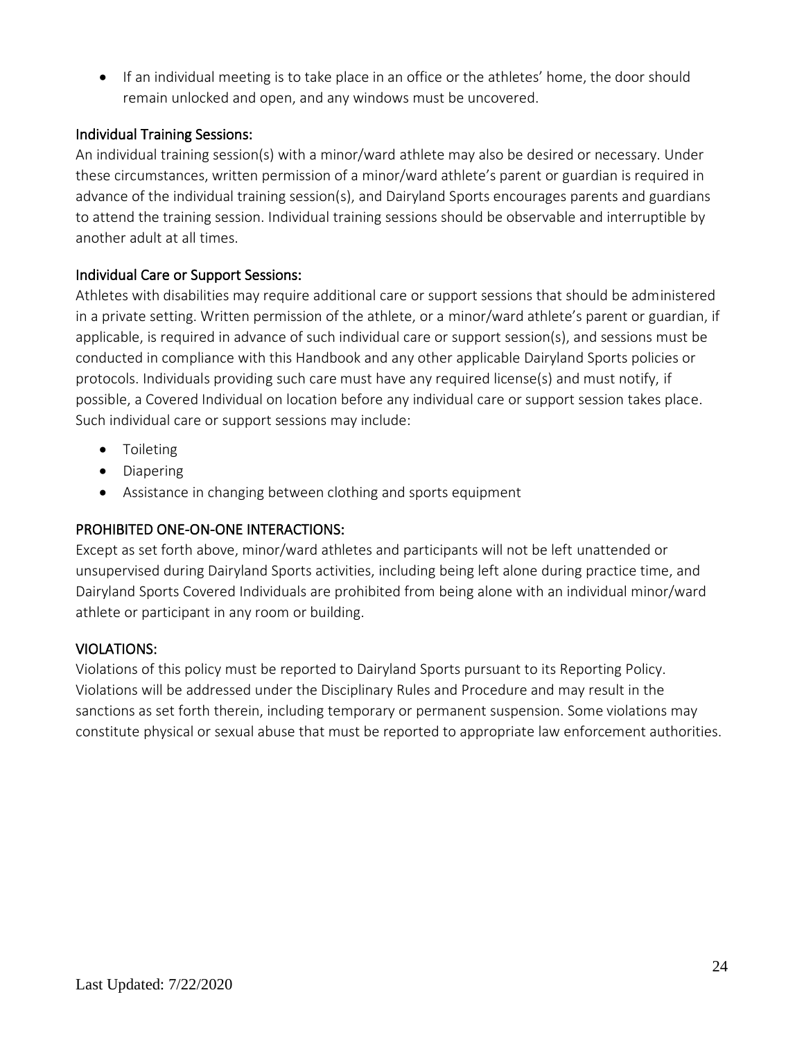- If an individual meeting is to take place in an office or the athletes' home, the door should remain unlocked and open, and any windows must be uncovered.

### Individual Training Sessions:

An individual training session(s) with a minor/ward athlete may also be desired or necessary. Under these circumstances, written permission of a minor/ward athlete's parent or guardian is required in advance of the individual training session(s), and Dairyland Sports encourages parents and guardians to attend the training session. Individual training sessions should be observable and interruptible by another adult at all times.

### Individual Care or Support Sessions:

Athletes with disabilities may require additional care or support sessions that should be administered in a private setting. Written permission of the athlete, or a minor/ward athlete's parent or guardian, if applicable, is required in advance of such individual care or support session(s), and sessions must be conducted in compliance with this Handbook and any other applicable Dairyland Sports policies or protocols. Individuals providing such care must have any required license(s) and must notify, if possible, a Covered Individual on location before any individual care or support session takes place. Such individual care or support sessions may include:

- Toileting
- Diapering
- Assistance in changing between clothing and sports equipment

## PROHIBITED ONE-ON-ONE INTERACTIONS:

Except as set forth above, minor/ward athletes and participants will not be left unattended or unsupervised during Dairyland Sports activities, including being left alone during practice time, and Dairyland Sports Covered Individuals are prohibited from being alone with an individual minor/ward athlete or participant in any room or building.

## VIOLATIONS:

Violations of this policy must be reported to Dairyland Sports pursuant to its Reporting Policy. Violations will be addressed under the Disciplinary Rules and Procedure and may result in the sanctions as set forth therein, including temporary or permanent suspension. Some violations may constitute physical or sexual abuse that must be reported to appropriate law enforcement authorities.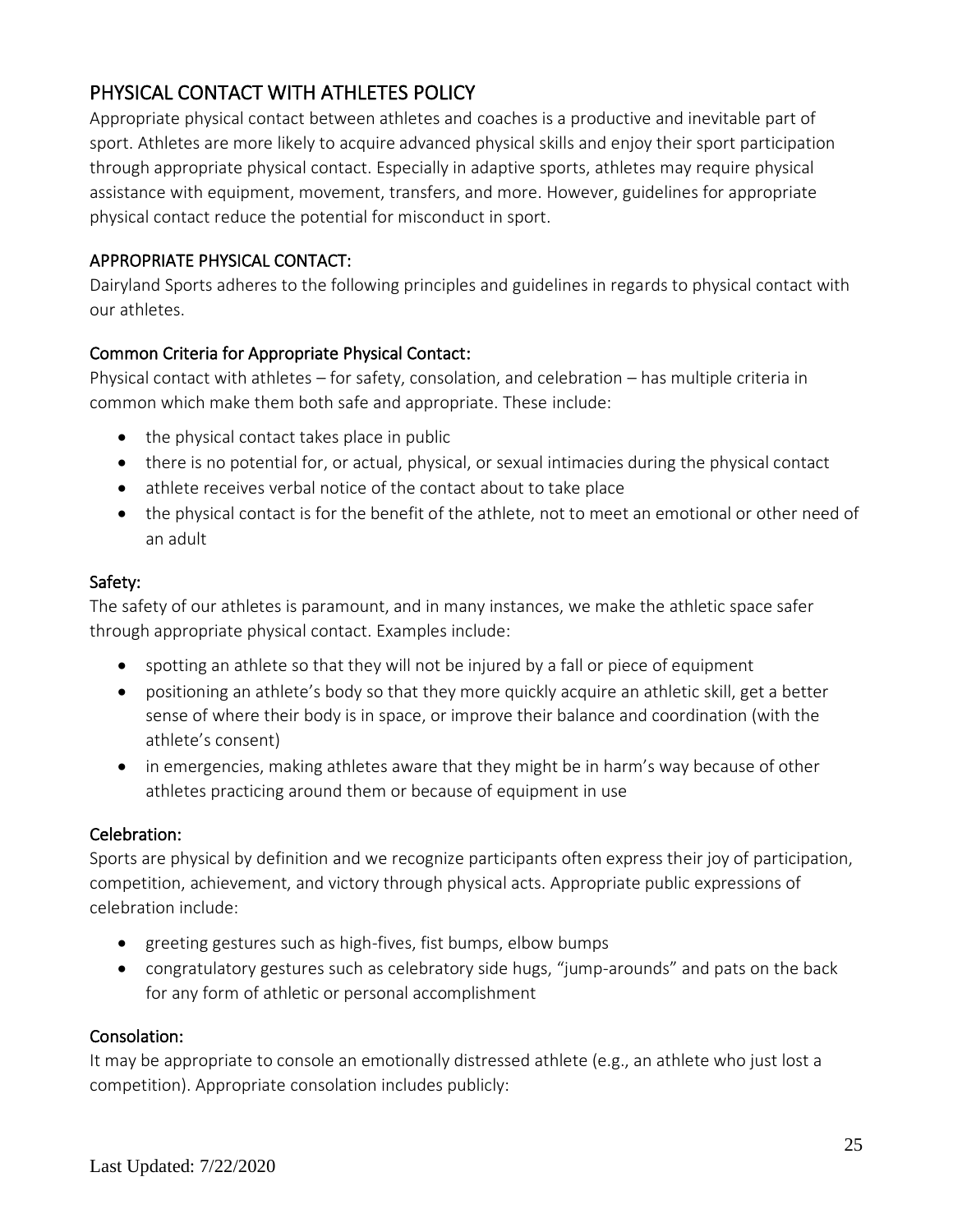## PHYSICAL CONTACT WITH ATHLETES POLICY

Appropriate physical contact between athletes and coaches is a productive and inevitable part of sport. Athletes are more likely to acquire advanced physical skills and enjoy their sport participation through appropriate physical contact. Especially in adaptive sports, athletes may require physical assistance with equipment, movement, transfers, and more. However, guidelines for appropriate physical contact reduce the potential for misconduct in sport.

### APPROPRIATE PHYSICAL CONTACT:

Dairyland Sports adheres to the following principles and guidelines in regards to physical contact with our athletes.

#### Common Criteria for Appropriate Physical Contact:

Physical contact with athletes – for safety, consolation, and celebration – has multiple criteria in common which make them both safe and appropriate. These include:

- the physical contact takes place in public
- there is no potential for, or actual, physical, or sexual intimacies during the physical contact
- athlete receives verbal notice of the contact about to take place
- the physical contact is for the benefit of the athlete, not to meet an emotional or other need of an adult

#### Safety:

The safety of our athletes is paramount, and in many instances, we make the athletic space safer through appropriate physical contact. Examples include:

- spotting an athlete so that they will not be injured by a fall or piece of equipment
- positioning an athlete's body so that they more quickly acquire an athletic skill, get a better sense of where their body is in space, or improve their balance and coordination (with the athlete's consent)
- in emergencies, making athletes aware that they might be in harm's way because of other athletes practicing around them or because of equipment in use

#### Celebration:

Sports are physical by definition and we recognize participants often express their joy of participation, competition, achievement, and victory through physical acts. Appropriate public expressions of celebration include:

- greeting gestures such as high-fives, fist bumps, elbow bumps
- congratulatory gestures such as celebratory side hugs, "jump-arounds" and pats on the back for any form of athletic or personal accomplishment

#### Consolation:

It may be appropriate to console an emotionally distressed athlete (e.g., an athlete who just lost a competition). Appropriate consolation includes publicly:

Last Updated: 7/22/2020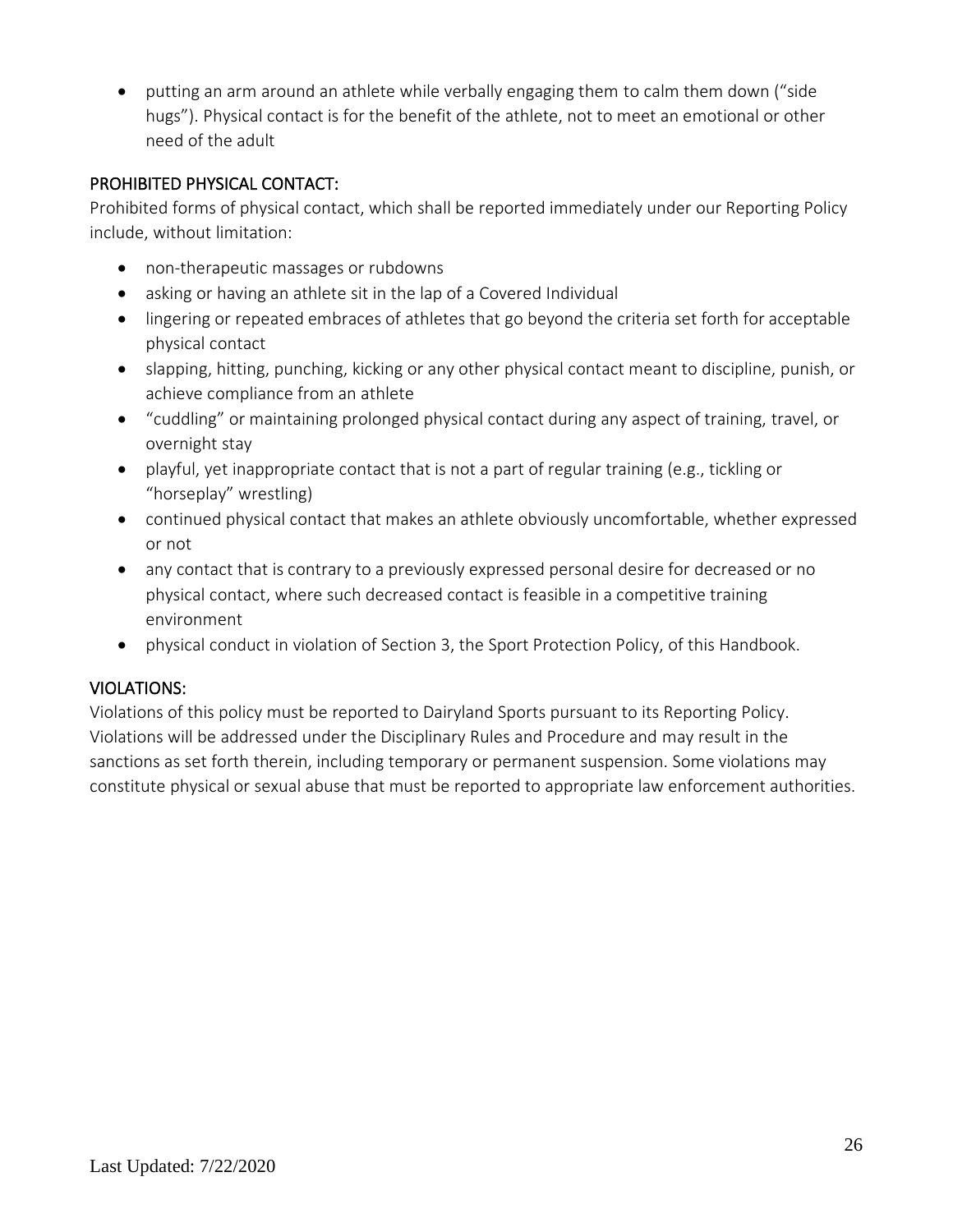- putting an arm around an athlete while verbally engaging them to calm them down ("side hugs"). Physical contact is for the benefit of the athlete, not to meet an emotional or other need of the adult

## PROHIBITED PHYSICAL CONTACT:

Prohibited forms of physical contact, which shall be reported immediately under our Reporting Policy include, without limitation:

- non-therapeutic massages or rubdowns
- asking or having an athlete sit in the lap of a Covered Individual
- lingering or repeated embraces of athletes that go beyond the criteria set forth for acceptable physical contact
- slapping, hitting, punching, kicking or any other physical contact meant to discipline, punish, or achieve compliance from an athlete
- "cuddling" or maintaining prolonged physical contact during any aspect of training, travel, or overnight stay
- playful, yet inappropriate contact that is not a part of regular training (e.g., tickling or "horseplay" wrestling)
- continued physical contact that makes an athlete obviously uncomfortable, whether expressed or not
- any contact that is contrary to a previously expressed personal desire for decreased or no physical contact, where such decreased contact is feasible in a competitive training environment
- physical conduct in violation of Section 3, the Sport Protection Policy, of this Handbook.

## VIOLATIONS:

Violations of this policy must be reported to Dairyland Sports pursuant to its Reporting Policy. Violations will be addressed under the Disciplinary Rules and Procedure and may result in the sanctions as set forth therein, including temporary or permanent suspension. Some violations may constitute physical or sexual abuse that must be reported to appropriate law enforcement authorities.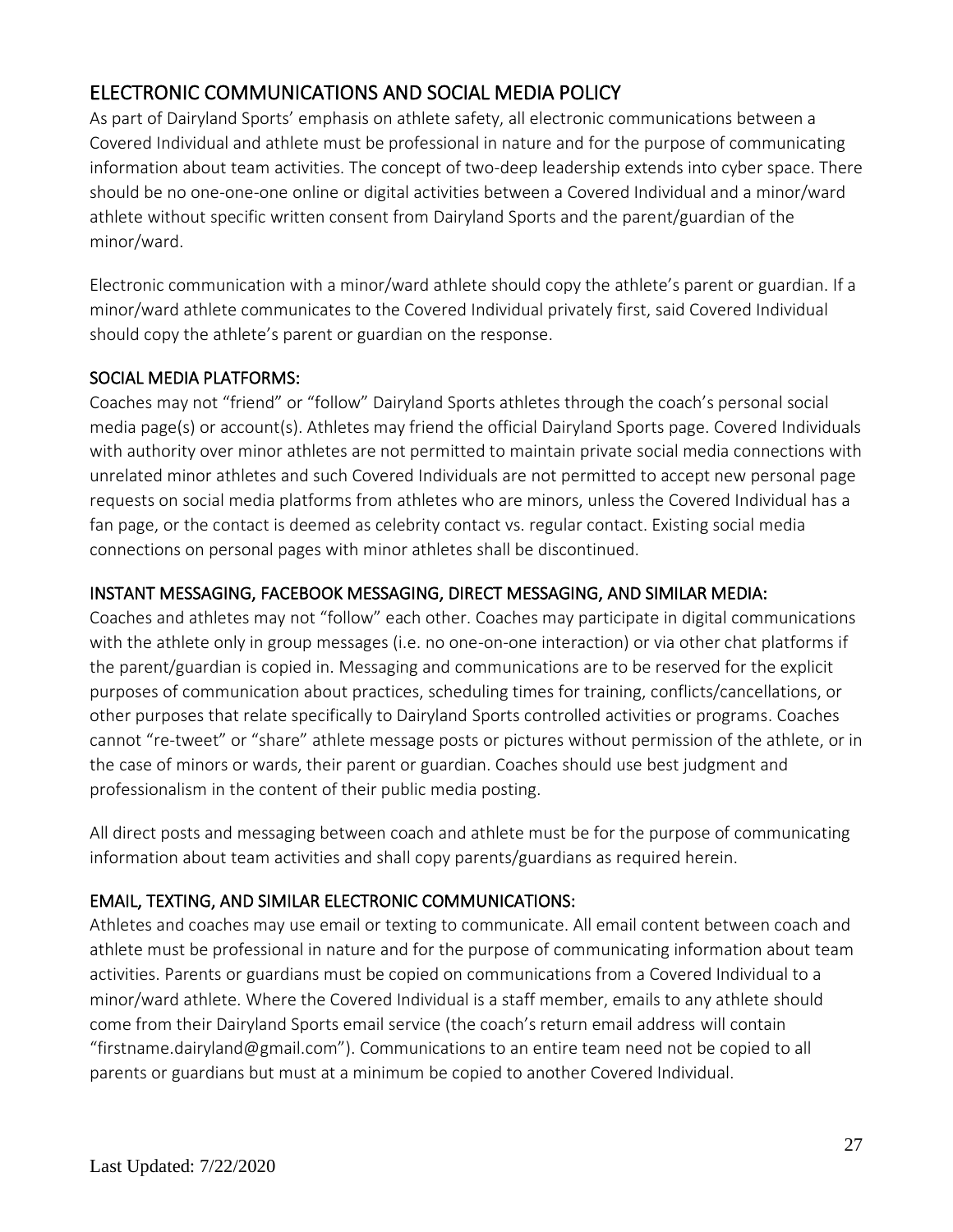## ELECTRONIC COMMUNICATIONS AND SOCIAL MEDIA POLICY

As part of Dairyland Sports' emphasis on athlete safety, all electronic communications between a Covered Individual and athlete must be professional in nature and for the purpose of communicating information about team activities. The concept of two-deep leadership extends into cyber space. There should be no one-one-one online or digital activities between a Covered Individual and a minor/ward athlete without specific written consent from Dairyland Sports and the parent/guardian of the minor/ward.

Electronic communication with a minor/ward athlete should copy the athlete's parent or guardian. If a minor/ward athlete communicates to the Covered Individual privately first, said Covered Individual should copy the athlete's parent or guardian on the response.

### SOCIAL MEDIA PLATFORMS:

Coaches may not "friend" or "follow" Dairyland Sports athletes through the coach's personal social media page(s) or account(s). Athletes may friend the official Dairyland Sports page. Covered Individuals with authority over minor athletes are not permitted to maintain private social media connections with unrelated minor athletes and such Covered Individuals are not permitted to accept new personal page requests on social media platforms from athletes who are minors, unless the Covered Individual has a fan page, or the contact is deemed as celebrity contact vs. regular contact. Existing social media connections on personal pages with minor athletes shall be discontinued.

### INSTANT MESSAGING, FACEBOOK MESSAGING, DIRECT MESSAGING, AND SIMILAR MEDIA:

Coaches and athletes may not "follow" each other. Coaches may participate in digital communications with the athlete only in group messages (i.e. no one-on-one interaction) or via other chat platforms if the parent/guardian is copied in. Messaging and communications are to be reserved for the explicit purposes of communication about practices, scheduling times for training, conflicts/cancellations, or other purposes that relate specifically to Dairyland Sports controlled activities or programs. Coaches cannot "re-tweet" or "share" athlete message posts or pictures without permission of the athlete, or in the case of minors or wards, their parent or guardian. Coaches should use best judgment and professionalism in the content of their public media posting.

All direct posts and messaging between coach and athlete must be for the purpose of communicating information about team activities and shall copy parents/guardians as required herein.

### EMAIL, TEXTING, AND SIMILAR ELECTRONIC COMMUNICATIONS:

Athletes and coaches may use email or texting to communicate. All email content between coach and athlete must be professional in nature and for the purpose of communicating information about team activities. Parents or guardians must be copied on communications from a Covered Individual to a minor/ward athlete. Where the Covered Individual is a staff member, emails to any athlete should come from their Dairyland Sports email service (the coach's return email address will contain "firstname.dairyland@gmail.com"). Communications to an entire team need not be copied to all parents or guardians but must at a minimum be copied to another Covered Individual.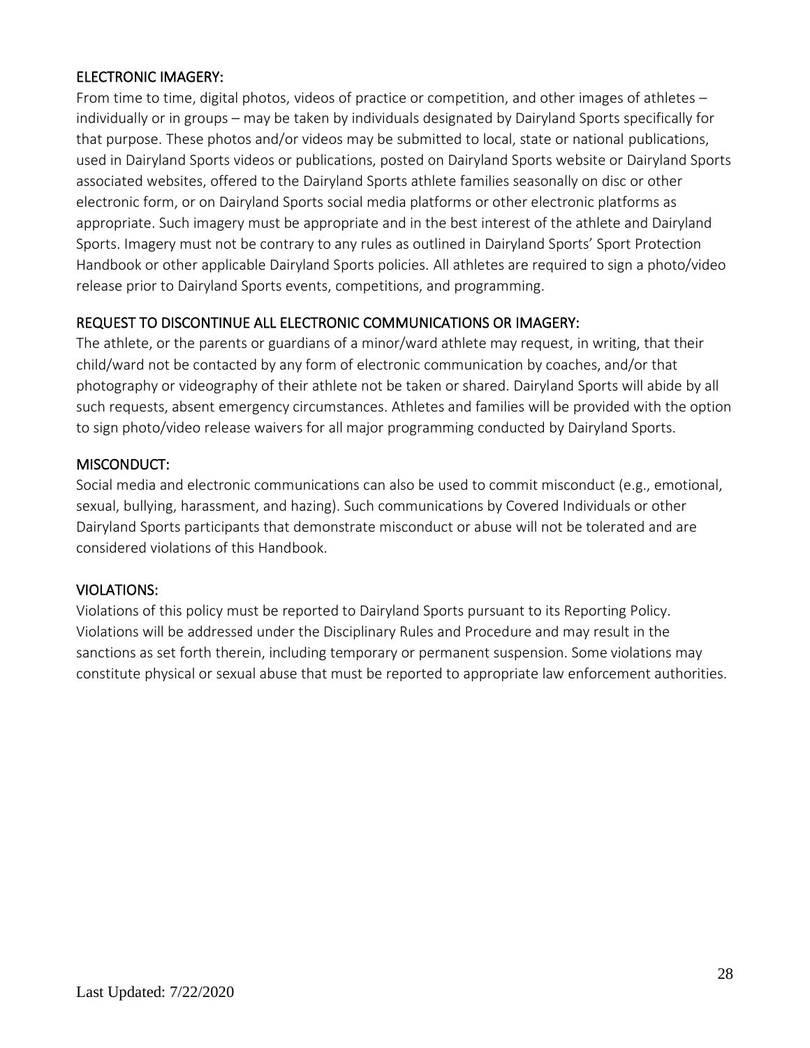## ELECTRONIC IMAGERY:

From time to time, digital photos, videos of practice or competition, and other images of athletes – individually or in groups – may be taken by individuals designated by Dairyland Sports specifically for that purpose. These photos and/or videos may be submitted to local, state or national publications, used in Dairyland Sports videos or publications, posted on Dairyland Sports website or Dairyland Sports associated websites, offered to the Dairyland Sports athlete families seasonally on disc or other electronic form, or on Dairyland Sports social media platforms or other electronic platforms as appropriate. Such imagery must be appropriate and in the best interest of the athlete and Dairyland Sports. Imagery must not be contrary to any rules as outlined in Dairyland Sports' Sport Protection Handbook or other applicable Dairyland Sports policies. All athletes are required to sign a photo/video release prior to Dairyland Sports events, competitions, and programming.

## REQUEST TO DISCONTINUE ALL ELECTRONIC COMMUNICATIONS OR IMAGERY:

The athlete, or the parents or guardians of a minor/ward athlete may request, in writing, that their child/ward not be contacted by any form of electronic communication by coaches, and/or that photography or videography of their athlete not be taken or shared. Dairyland Sports will abide by all such requests, absent emergency circumstances. Athletes and families will be provided with the option to sign photo/video release waivers for all major programming conducted by Dairyland Sports.

## MISCONDUCT:

Social media and electronic communications can also be used to commit misconduct (e.g., emotional, sexual, bullying, harassment, and hazing). Such communications by Covered Individuals or other Dairyland Sports participants that demonstrate misconduct or abuse will not be tolerated and are considered violations of this Handbook.

## VIOLATIONS:

Violations of this policy must be reported to Dairyland Sports pursuant to its Reporting Policy. Violations will be addressed under the Disciplinary Rules and Procedure and may result in the sanctions as set forth therein, including temporary or permanent suspension. Some violations may constitute physical or sexual abuse that must be reported to appropriate law enforcement authorities.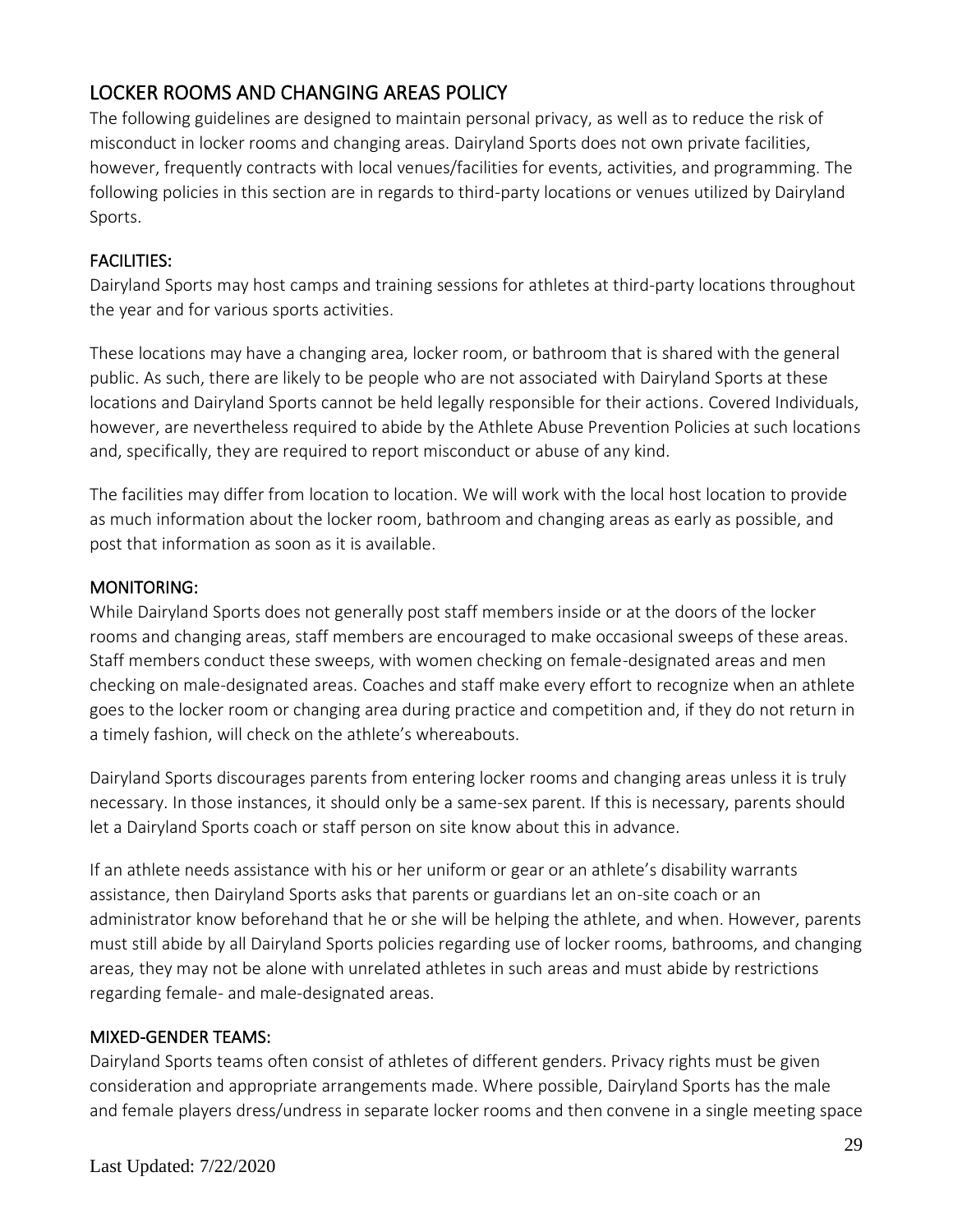## LOCKER ROOMS AND CHANGING AREAS POLICY

The following guidelines are designed to maintain personal privacy, as well as to reduce the risk of misconduct in locker rooms and changing areas. Dairyland Sports does not own private facilities, however, frequently contracts with local venues/facilities for events, activities, and programming. The following policies in this section are in regards to third-party locations or venues utilized by Dairyland Sports.

### FACILITIES:

Dairyland Sports may host camps and training sessions for athletes at third-party locations throughout the year and for various sports activities.

These locations may have a changing area, locker room, or bathroom that is shared with the general public. As such, there are likely to be people who are not associated with Dairyland Sports at these locations and Dairyland Sports cannot be held legally responsible for their actions. Covered Individuals, however, are nevertheless required to abide by the Athlete Abuse Prevention Policies at such locations and, specifically, they are required to report misconduct or abuse of any kind.

The facilities may differ from location to location. We will work with the local host location to provide as much information about the locker room, bathroom and changing areas as early as possible, and post that information as soon as it is available.

### MONITORING:

While Dairyland Sports does not generally post staff members inside or at the doors of the locker rooms and changing areas, staff members are encouraged to make occasional sweeps of these areas. Staff members conduct these sweeps, with women checking on female-designated areas and men checking on male-designated areas. Coaches and staff make every effort to recognize when an athlete goes to the locker room or changing area during practice and competition and, if they do not return in a timely fashion, will check on the athlete's whereabouts.

Dairyland Sports discourages parents from entering locker rooms and changing areas unless it is truly necessary. In those instances, it should only be a same-sex parent. If this is necessary, parents should let a Dairyland Sports coach or staff person on site know about this in advance.

If an athlete needs assistance with his or her uniform or gear or an athlete's disability warrants assistance, then Dairyland Sports asks that parents or guardians let an on-site coach or an administrator know beforehand that he or she will be helping the athlete, and when. However, parents must still abide by all Dairyland Sports policies regarding use of locker rooms, bathrooms, and changing areas, they may not be alone with unrelated athletes in such areas and must abide by restrictions regarding female- and male-designated areas.

### MIXED-GENDER TEAMS:

Dairyland Sports teams often consist of athletes of different genders. Privacy rights must be given consideration and appropriate arrangements made. Where possible, Dairyland Sports has the male and female players dress/undress in separate locker rooms and then convene in a single meeting space

Last Updated: 7/22/2020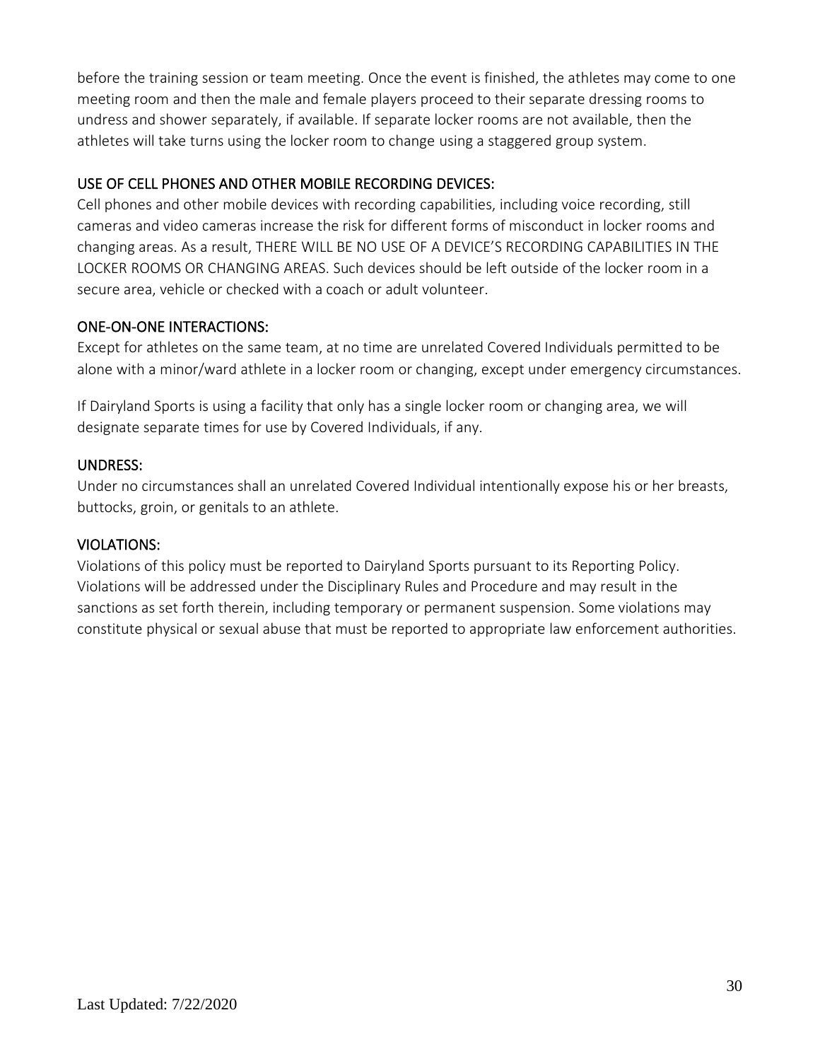before the training session or team meeting. Once the event is finished, the athletes may come to one meeting room and then the male and female players proceed to their separate dressing rooms to undress and shower separately, if available. If separate locker rooms are not available, then the athletes will take turns using the locker room to change using a staggered group system.

### USE OF CELL PHONES AND OTHER MOBILE RECORDING DEVICES:

Cell phones and other mobile devices with recording capabilities, including voice recording, still cameras and video cameras increase the risk for different forms of misconduct in locker rooms and changing areas. As a result, THERE WILL BE NO USE OF A DEVICE'S RECORDING CAPABILITIES IN THE LOCKER ROOMS OR CHANGING AREAS. Such devices should be left outside of the locker room in a secure area, vehicle or checked with a coach or adult volunteer.

### ONE-ON-ONE INTERACTIONS:

Except for athletes on the same team, at no time are unrelated Covered Individuals permitted to be alone with a minor/ward athlete in a locker room or changing, except under emergency circumstances.

If Dairyland Sports is using a facility that only has a single locker room or changing area, we will designate separate times for use by Covered Individuals, if any.

### UNDRESS:

Under no circumstances shall an unrelated Covered Individual intentionally expose his or her breasts, buttocks, groin, or genitals to an athlete.

### VIOLATIONS:

Violations of this policy must be reported to Dairyland Sports pursuant to its Reporting Policy. Violations will be addressed under the Disciplinary Rules and Procedure and may result in the sanctions as set forth therein, including temporary or permanent suspension. Some violations may constitute physical or sexual abuse that must be reported to appropriate law enforcement authorities.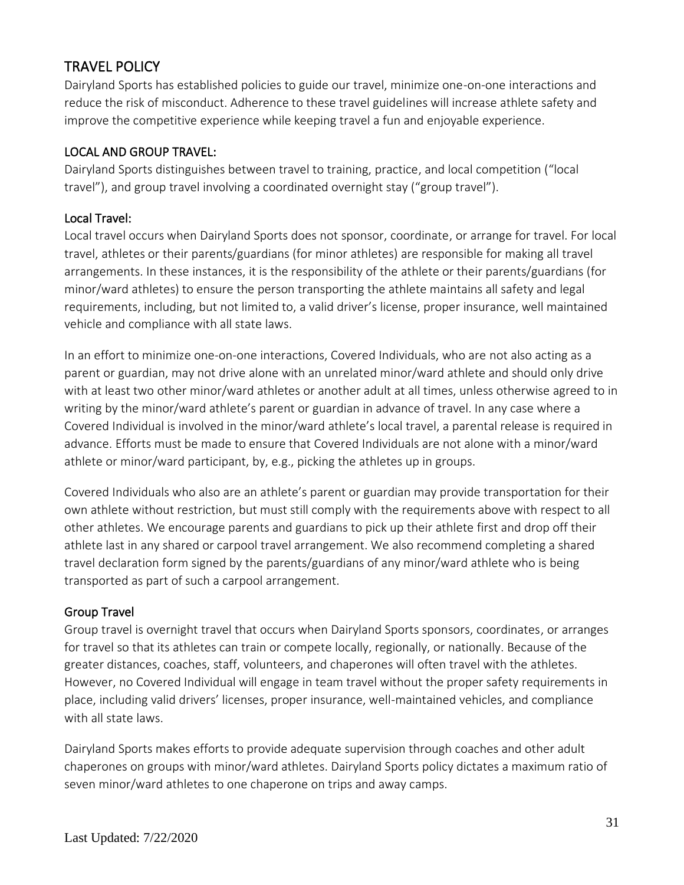## TRAVEL POLICY

Dairyland Sports has established policies to guide our travel, minimize one-on-one interactions and reduce the risk of misconduct. Adherence to these travel guidelines will increase athlete safety and improve the competitive experience while keeping travel a fun and enjoyable experience.

### LOCAL AND GROUP TRAVEL:

Dairyland Sports distinguishes between travel to training, practice, and local competition ("local travel"), and group travel involving a coordinated overnight stay ("group travel").

### Local Travel:

Local travel occurs when Dairyland Sports does not sponsor, coordinate, or arrange for travel. For local travel, athletes or their parents/guardians (for minor athletes) are responsible for making all travel arrangements. In these instances, it is the responsibility of the athlete or their parents/guardians (for minor/ward athletes) to ensure the person transporting the athlete maintains all safety and legal requirements, including, but not limited to, a valid driver's license, proper insurance, well maintained vehicle and compliance with all state laws.

In an effort to minimize one-on-one interactions, Covered Individuals, who are not also acting as a parent or guardian, may not drive alone with an unrelated minor/ward athlete and should only drive with at least two other minor/ward athletes or another adult at all times, unless otherwise agreed to in writing by the minor/ward athlete's parent or guardian in advance of travel. In any case where a Covered Individual is involved in the minor/ward athlete's local travel, a parental release is required in advance. Efforts must be made to ensure that Covered Individuals are not alone with a minor/ward athlete or minor/ward participant, by, e.g., picking the athletes up in groups.

Covered Individuals who also are an athlete's parent or guardian may provide transportation for their own athlete without restriction, but must still comply with the requirements above with respect to all other athletes. We encourage parents and guardians to pick up their athlete first and drop off their athlete last in any shared or carpool travel arrangement. We also recommend completing a shared travel declaration form signed by the parents/guardians of any minor/ward athlete who is being transported as part of such a carpool arrangement.

### Group Travel

Group travel is overnight travel that occurs when Dairyland Sports sponsors, coordinates, or arranges for travel so that its athletes can train or compete locally, regionally, or nationally. Because of the greater distances, coaches, staff, volunteers, and chaperones will often travel with the athletes. However, no Covered Individual will engage in team travel without the proper safety requirements in place, including valid drivers' licenses, proper insurance, well-maintained vehicles, and compliance with all state laws.

Dairyland Sports makes efforts to provide adequate supervision through coaches and other adult chaperones on groups with minor/ward athletes. Dairyland Sports policy dictates a maximum ratio of seven minor/ward athletes to one chaperone on trips and away camps.

Last Updated: 7/22/2020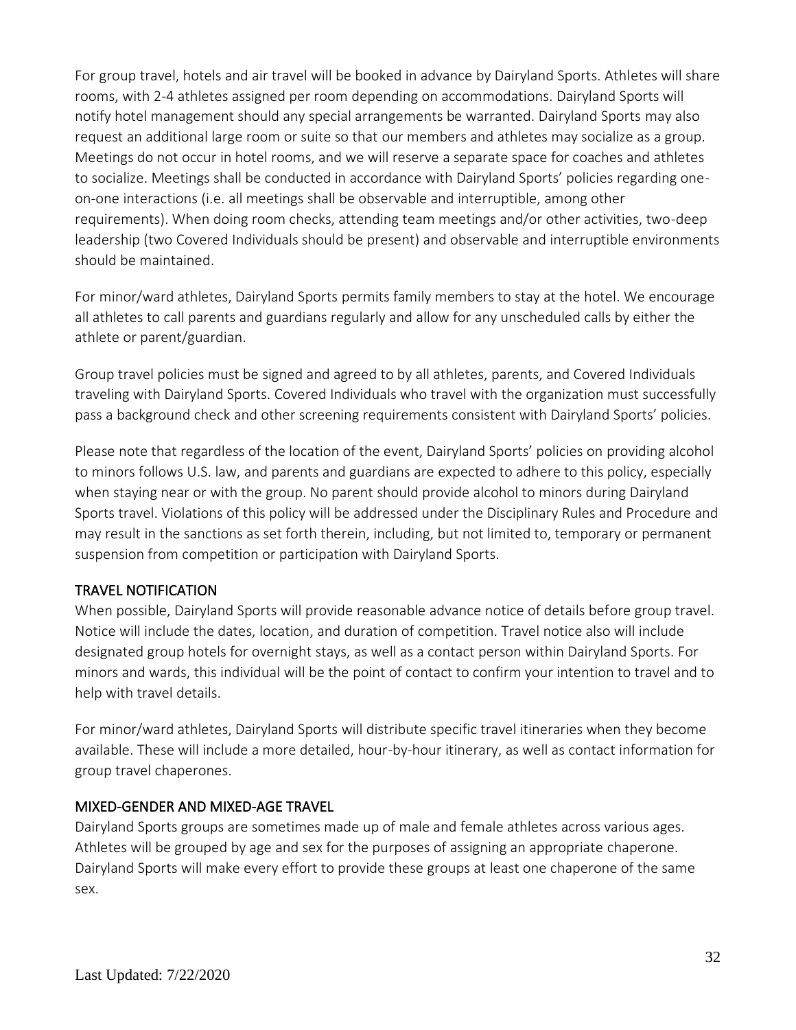For group travel, hotels and air travel will be booked in advance by Dairyland Sports. Athletes will share rooms, with 2-4 athletes assigned per room depending on accommodations. Dairyland Sports will notify hotel management should any special arrangements be warranted. Dairyland Sports may also request an additional large room or suite so that our members and athletes may socialize as a group. Meetings do not occur in hotel rooms, and we will reserve a separate space for coaches and athletes to socialize. Meetings shall be conducted in accordance with Dairyland Sports' policies regarding one-on-one interactions (i.e. all meetings shall be observable and interruptible, among other requirements). When doing room checks, attending team meetings and/or other activities, two-deep leadership (two Covered Individuals should be present) and observable and interruptible environments should be maintained.

For minor/ward athletes, Dairyland Sports permits family members to stay at the hotel. We encourage all athletes to call parents and guardians regularly and allow for any unscheduled calls by either the athlete or parent/guardian.

Group travel policies must be signed and agreed to by all athletes, parents, and Covered Individuals traveling with Dairyland Sports. Covered Individuals who travel with the organization must successfully pass a background check and other screening requirements consistent with Dairyland Sports' policies.

Please note that regardless of the location of the event, Dairyland Sports' policies on providing alcohol to minors follows U.S. law, and parents and guardians are expected to adhere to this policy, especially when staying near or with the group. No parent should provide alcohol to minors during Dairyland Sports travel. Violations of this policy will be addressed under the Disciplinary Rules and Procedure and may result in the sanctions as set forth therein, including, but not limited to, temporary or permanent suspension from competition or participation with Dairyland Sports.

## TRAVEL NOTIFICATION

When possible, Dairyland Sports will provide reasonable advance notice of details before group travel. Notice will include the dates, location, and duration of competition. Travel notice also will include designated group hotels for overnight stays, as well as a contact person within Dairyland Sports. For minors and wards, this individual will be the point of contact to confirm your intention to travel and to help with travel details.

For minor/ward athletes, Dairyland Sports will distribute specific travel itineraries when they become available. These will include a more detailed, hour-by-hour itinerary, as well as contact information for group travel chaperones.

## MIXED-GENDER AND MIXED-AGE TRAVEL

Dairyland Sports groups are sometimes made up of male and female athletes across various ages. Athletes will be grouped by age and sex for the purposes of assigning an appropriate chaperone. Dairyland Sports will make every effort to provide these groups at least one chaperone of the same sex.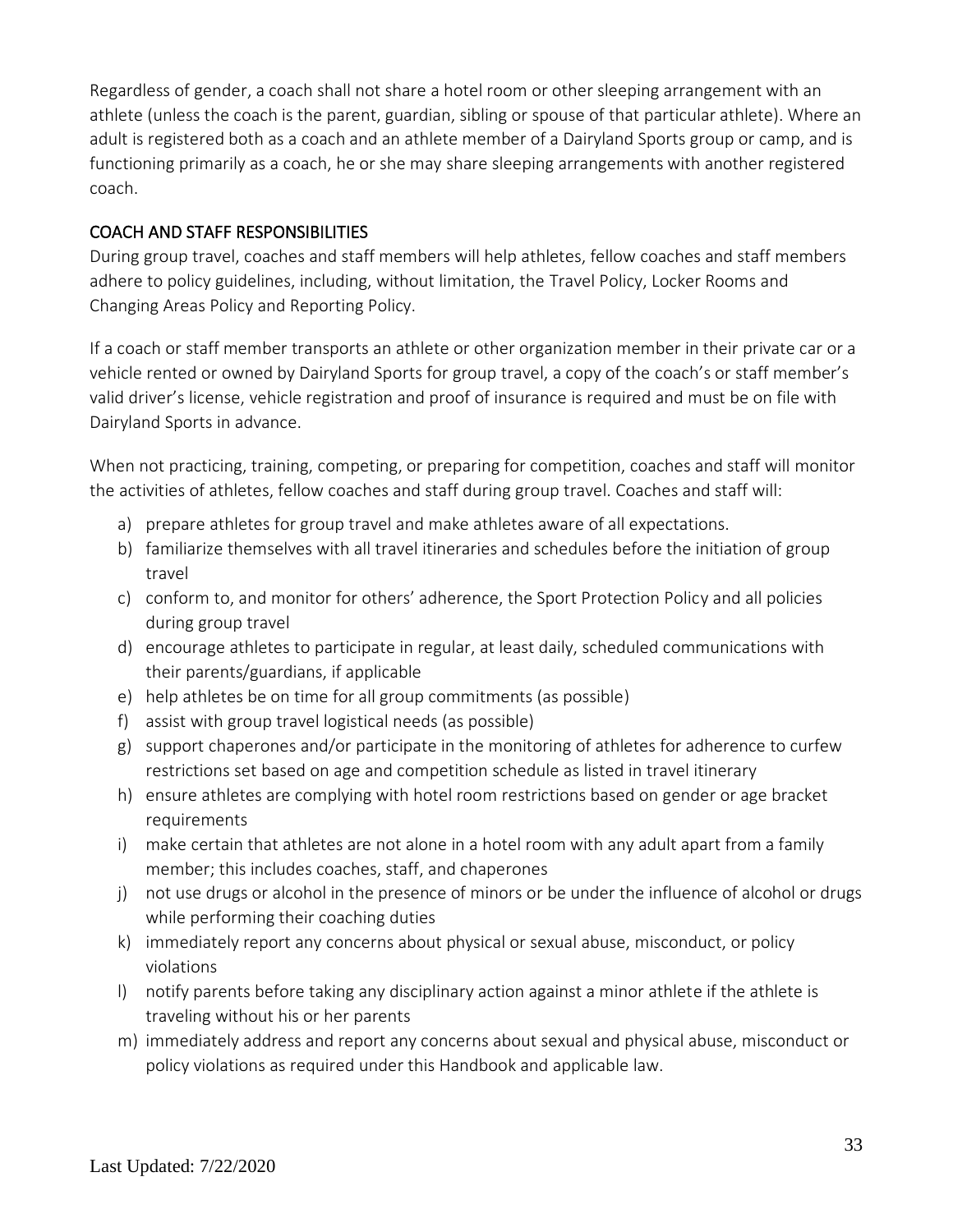Regardless of gender, a coach shall not share a hotel room or other sleeping arrangement with an athlete (unless the coach is the parent, guardian, sibling or spouse of that particular athlete). Where an adult is registered both as a coach and an athlete member of a Dairyland Sports group or camp, and is functioning primarily as a coach, he or she may share sleeping arrangements with another registered coach.

## COACH AND STAFF RESPONSIBILITIES

During group travel, coaches and staff members will help athletes, fellow coaches and staff members adhere to policy guidelines, including, without limitation, the Travel Policy, Locker Rooms and Changing Areas Policy and Reporting Policy.

If a coach or staff member transports an athlete or other organization member in their private car or a vehicle rented or owned by Dairyland Sports for group travel, a copy of the coach's or staff member's valid driver's license, vehicle registration and proof of insurance is required and must be on file with Dairyland Sports in advance.

When not practicing, training, competing, or preparing for competition, coaches and staff will monitor the activities of athletes, fellow coaches and staff during group travel. Coaches and staff will:

a) prepare athletes for group travel and make athletes aware of all expectations.
b) familiarize themselves with all travel itineraries and schedules before the initiation of group travel
c) conform to, and monitor for others' adherence, the Sport Protection Policy and all policies during group travel
d) encourage athletes to participate in regular, at least daily, scheduled communications with their parents/guardians, if applicable
e) help athletes be on time for all group commitments (as possible)
f) assist with group travel logistical needs (as possible)
g) support chaperones and/or participate in the monitoring of athletes for adherence to curfew restrictions set based on age and competition schedule as listed in travel itinerary
h) ensure athletes are complying with hotel room restrictions based on gender or age bracket requirements
i) make certain that athletes are not alone in a hotel room with any adult apart from a family member; this includes coaches, staff, and chaperones
j) not use drugs or alcohol in the presence of minors or be under the influence of alcohol or drugs while performing their coaching duties
k) immediately report any concerns about physical or sexual abuse, misconduct, or policy violations
l) notify parents before taking any disciplinary action against a minor athlete if the athlete is traveling without his or her parents
m) immediately address and report any concerns about sexual and physical abuse, misconduct or policy violations as required under this Handbook and applicable law.

Last Updated: 7/22/2020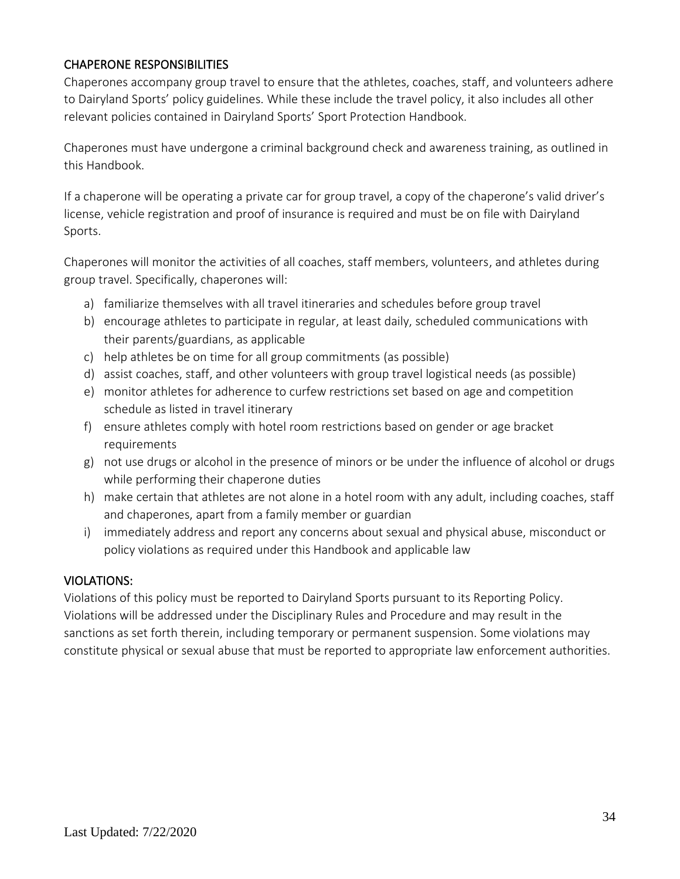## CHAPERONE RESPONSIBILITIES

Chaperones accompany group travel to ensure that the athletes, coaches, staff, and volunteers adhere to Dairyland Sports' policy guidelines. While these include the travel policy, it also includes all other relevant policies contained in Dairyland Sports' Sport Protection Handbook.

Chaperones must have undergone a criminal background check and awareness training, as outlined in this Handbook.

If a chaperone will be operating a private car for group travel, a copy of the chaperone's valid driver's license, vehicle registration and proof of insurance is required and must be on file with Dairyland Sports.

Chaperones will monitor the activities of all coaches, staff members, volunteers, and athletes during group travel. Specifically, chaperones will:

a) familiarize themselves with all travel itineraries and schedules before group travel
b) encourage athletes to participate in regular, at least daily, scheduled communications with their parents/guardians, as applicable
c) help athletes be on time for all group commitments (as possible)
d) assist coaches, staff, and other volunteers with group travel logistical needs (as possible)
e) monitor athletes for adherence to curfew restrictions set based on age and competition schedule as listed in travel itinerary
f) ensure athletes comply with hotel room restrictions based on gender or age bracket requirements
g) not use drugs or alcohol in the presence of minors or be under the influence of alcohol or drugs while performing their chaperone duties
h) make certain that athletes are not alone in a hotel room with any adult, including coaches, staff and chaperones, apart from a family member or guardian
i) immediately address and report any concerns about sexual and physical abuse, misconduct or policy violations as required under this Handbook and applicable law

## VIOLATIONS:

Violations of this policy must be reported to Dairyland Sports pursuant to its Reporting Policy. Violations will be addressed under the Disciplinary Rules and Procedure and may result in the sanctions as set forth therein, including temporary or permanent suspension. Some violations may constitute physical or sexual abuse that must be reported to appropriate law enforcement authorities.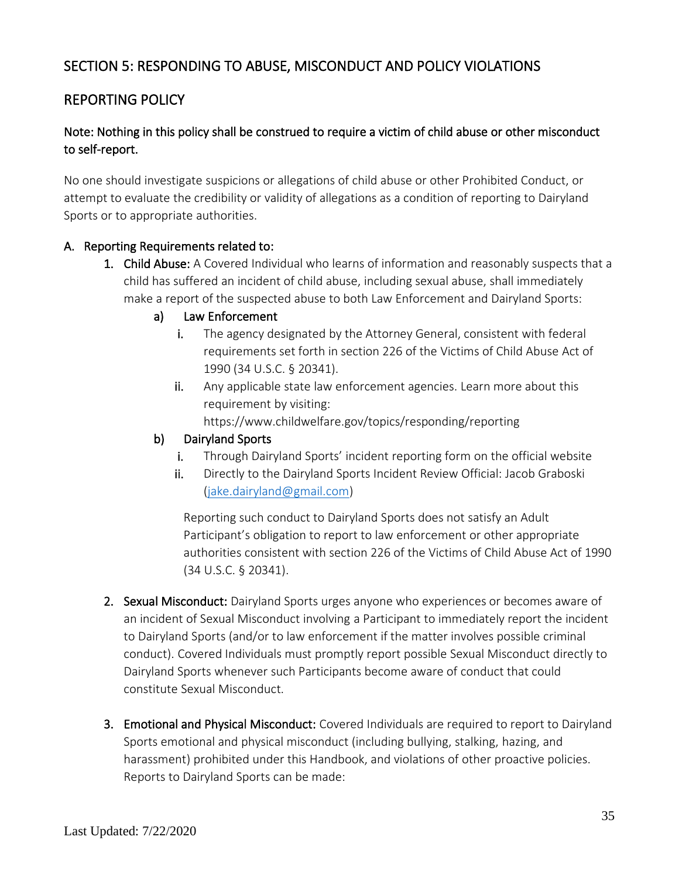## SECTION 5: RESPONDING TO ABUSE, MISCONDUCT AND POLICY VIOLATIONS

## REPORTING POLICY

### Note: Nothing in this policy shall be construed to require a victim of child abuse or other misconduct to self-report.

No one should investigate suspicions or allegations of child abuse or other Prohibited Conduct, or attempt to evaluate the credibility or validity of allegations as a condition of reporting to Dairyland Sports or to appropriate authorities.

**A. Reporting Requirements related to:**

1. **Child Abuse:** A Covered Individual who learns of information and reasonably suspects that a child has suffered an incident of child abuse, including sexual abuse, shall immediately make a report of the suspected abuse to both Law Enforcement and Dairyland Sports:

    a) **Law Enforcement**

        i. The agency designated by the Attorney General, consistent with federal requirements set forth in section 226 of the Victims of Child Abuse Act of 1990 (34 U.S.C. § 20341).

        ii. Any applicable state law enforcement agencies. Learn more about this requirement by visiting: https://www.childwelfare.gov/topics/responding/reporting

    b) **Dairyland Sports**

        i. Through Dairyland Sports' incident reporting form on the official website

        ii. Directly to the Dairyland Sports Incident Review Official: Jacob Graboski (jake.dairyland@gmail.com)

    Reporting such conduct to Dairyland Sports does not satisfy an Adult Participant's obligation to report to law enforcement or other appropriate authorities consistent with section 226 of the Victims of Child Abuse Act of 1990 (34 U.S.C. § 20341).

2. **Sexual Misconduct:** Dairyland Sports urges anyone who experiences or becomes aware of an incident of Sexual Misconduct involving a Participant to immediately report the incident to Dairyland Sports (and/or to law enforcement if the matter involves possible criminal conduct). Covered Individuals must promptly report possible Sexual Misconduct directly to Dairyland Sports whenever such Participants become aware of conduct that could constitute Sexual Misconduct.

3. **Emotional and Physical Misconduct:** Covered Individuals are required to report to Dairyland Sports emotional and physical misconduct (including bullying, stalking, hazing, and harassment) prohibited under this Handbook, and violations of other proactive policies. Reports to Dairyland Sports can be made:

Last Updated: 7/22/2020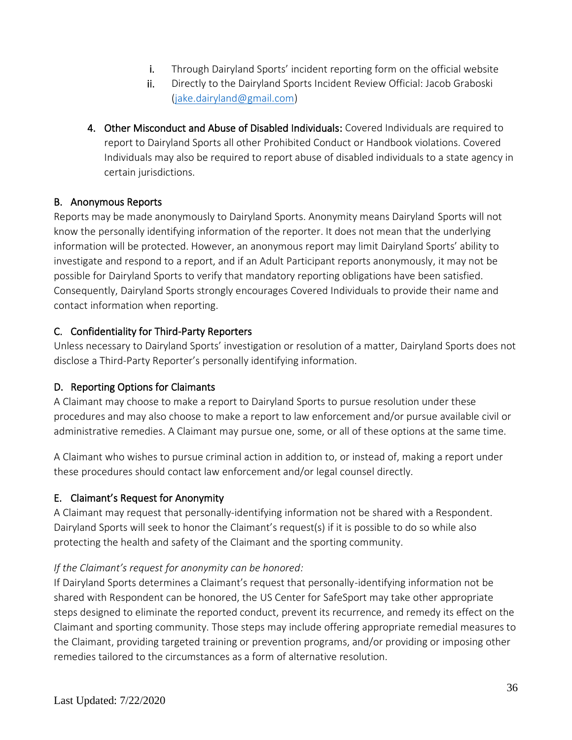i. Through Dairyland Sports' incident reporting form on the official website
ii. Directly to the Dairyland Sports Incident Review Official: Jacob Graboski (jake.dairyland@gmail.com)

4. **Other Misconduct and Abuse of Disabled Individuals:** Covered Individuals are required to report to Dairyland Sports all other Prohibited Conduct or Handbook violations. Covered Individuals may also be required to report abuse of disabled individuals to a state agency in certain jurisdictions.

## B. Anonymous Reports

Reports may be made anonymously to Dairyland Sports. Anonymity means Dairyland Sports will not know the personally identifying information of the reporter. It does not mean that the underlying information will be protected. However, an anonymous report may limit Dairyland Sports' ability to investigate and respond to a report, and if an Adult Participant reports anonymously, it may not be possible for Dairyland Sports to verify that mandatory reporting obligations have been satisfied. Consequently, Dairyland Sports strongly encourages Covered Individuals to provide their name and contact information when reporting.

## C. Confidentiality for Third-Party Reporters

Unless necessary to Dairyland Sports' investigation or resolution of a matter, Dairyland Sports does not disclose a Third-Party Reporter's personally identifying information.

## D. Reporting Options for Claimants

A Claimant may choose to make a report to Dairyland Sports to pursue resolution under these procedures and may also choose to make a report to law enforcement and/or pursue available civil or administrative remedies. A Claimant may pursue one, some, or all of these options at the same time.

A Claimant who wishes to pursue criminal action in addition to, or instead of, making a report under these procedures should contact law enforcement and/or legal counsel directly.

## E. Claimant's Request for Anonymity

A Claimant may request that personally-identifying information not be shared with a Respondent. Dairyland Sports will seek to honor the Claimant's request(s) if it is possible to do so while also protecting the health and safety of the Claimant and the sporting community.

*If the Claimant's request for anonymity can be honored:*

If Dairyland Sports determines a Claimant's request that personally-identifying information not be shared with Respondent can be honored, the US Center for SafeSport may take other appropriate steps designed to eliminate the reported conduct, prevent its recurrence, and remedy its effect on the Claimant and sporting community. Those steps may include offering appropriate remedial measures to the Claimant, providing targeted training or prevention programs, and/or providing or imposing other remedies tailored to the circumstances as a form of alternative resolution.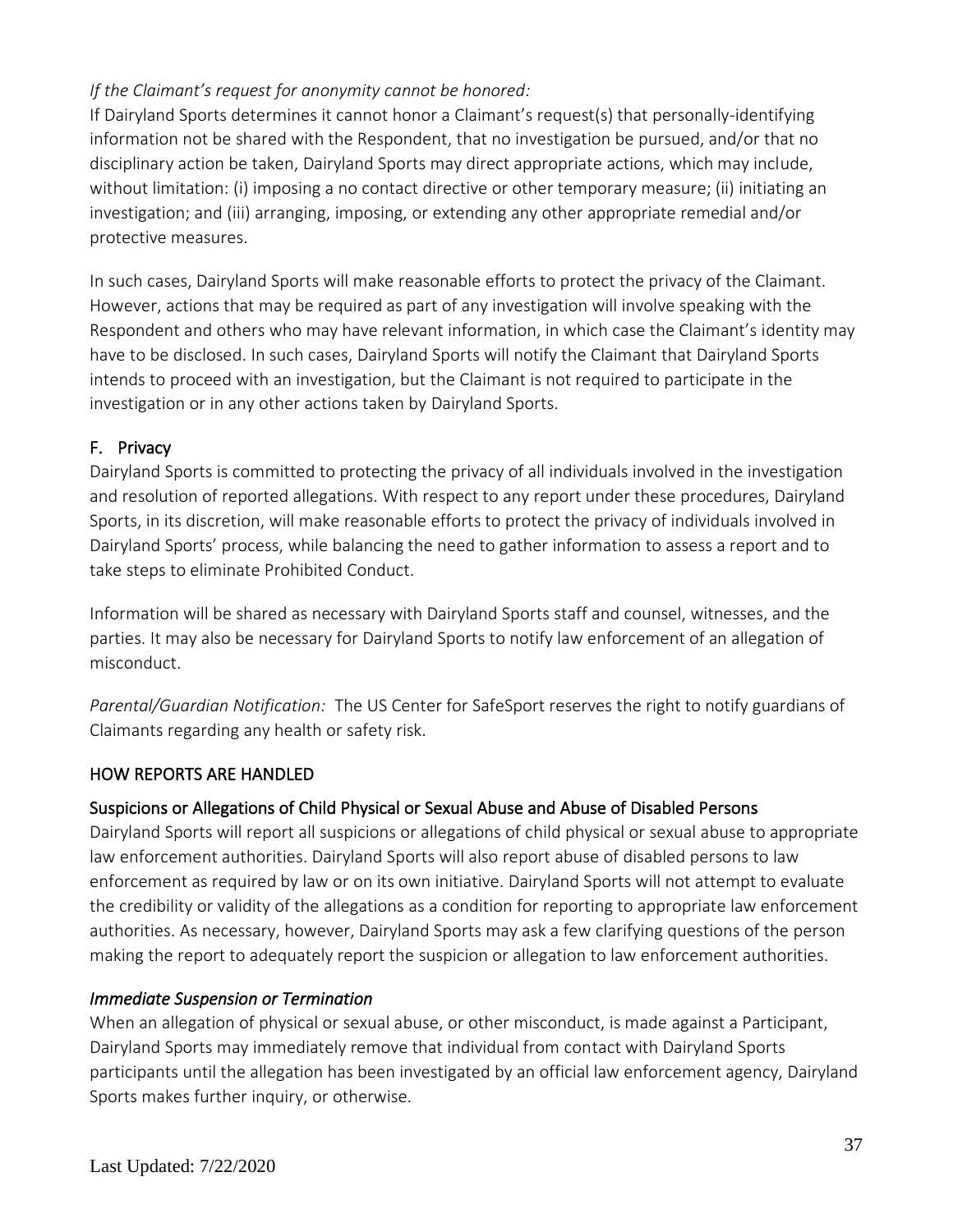*If the Claimant's request for anonymity cannot be honored:*
If Dairyland Sports determines it cannot honor a Claimant's request(s) that personally-identifying information not be shared with the Respondent, that no investigation be pursued, and/or that no disciplinary action be taken, Dairyland Sports may direct appropriate actions, which may include, without limitation: (i) imposing a no contact directive or other temporary measure; (ii) initiating an investigation; and (iii) arranging, imposing, or extending any other appropriate remedial and/or protective measures.

In such cases, Dairyland Sports will make reasonable efforts to protect the privacy of the Claimant. However, actions that may be required as part of any investigation will involve speaking with the Respondent and others who may have relevant information, in which case the Claimant's identity may have to be disclosed. In such cases, Dairyland Sports will notify the Claimant that Dairyland Sports intends to proceed with an investigation, but the Claimant is not required to participate in the investigation or in any other actions taken by Dairyland Sports.

## F. Privacy

Dairyland Sports is committed to protecting the privacy of all individuals involved in the investigation and resolution of reported allegations. With respect to any report under these procedures, Dairyland Sports, in its discretion, will make reasonable efforts to protect the privacy of individuals involved in Dairyland Sports' process, while balancing the need to gather information to assess a report and to take steps to eliminate Prohibited Conduct.

Information will be shared as necessary with Dairyland Sports staff and counsel, witnesses, and the parties. It may also be necessary for Dairyland Sports to notify law enforcement of an allegation of misconduct.

*Parental/Guardian Notification:* The US Center for SafeSport reserves the right to notify guardians of Claimants regarding any health or safety risk.

## HOW REPORTS ARE HANDLED

### Suspicions or Allegations of Child Physical or Sexual Abuse and Abuse of Disabled Persons

Dairyland Sports will report all suspicions or allegations of child physical or sexual abuse to appropriate law enforcement authorities. Dairyland Sports will also report abuse of disabled persons to law enforcement as required by law or on its own initiative. Dairyland Sports will not attempt to evaluate the credibility or validity of the allegations as a condition for reporting to appropriate law enforcement authorities. As necessary, however, Dairyland Sports may ask a few clarifying questions of the person making the report to adequately report the suspicion or allegation to law enforcement authorities.

#### *Immediate Suspension or Termination*

When an allegation of physical or sexual abuse, or other misconduct, is made against a Participant, Dairyland Sports may immediately remove that individual from contact with Dairyland Sports participants until the allegation has been investigated by an official law enforcement agency, Dairyland Sports makes further inquiry, or otherwise.

Last Updated: 7/22/2020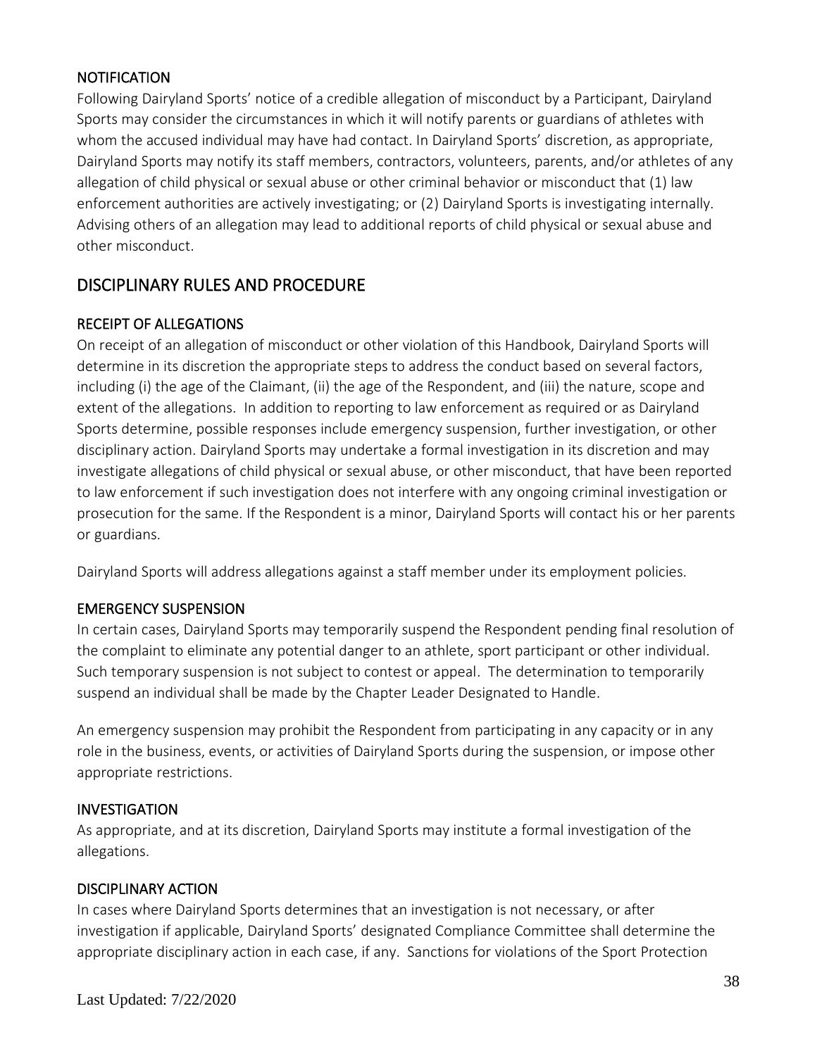### NOTIFICATION

Following Dairyland Sports' notice of a credible allegation of misconduct by a Participant, Dairyland Sports may consider the circumstances in which it will notify parents or guardians of athletes with whom the accused individual may have had contact. In Dairyland Sports' discretion, as appropriate, Dairyland Sports may notify its staff members, contractors, volunteers, parents, and/or athletes of any allegation of child physical or sexual abuse or other criminal behavior or misconduct that (1) law enforcement authorities are actively investigating; or (2) Dairyland Sports is investigating internally. Advising others of an allegation may lead to additional reports of child physical or sexual abuse and other misconduct.

## DISCIPLINARY RULES AND PROCEDURE

### RECEIPT OF ALLEGATIONS

On receipt of an allegation of misconduct or other violation of this Handbook, Dairyland Sports will determine in its discretion the appropriate steps to address the conduct based on several factors, including (i) the age of the Claimant, (ii) the age of the Respondent, and (iii) the nature, scope and extent of the allegations. In addition to reporting to law enforcement as required or as Dairyland Sports determine, possible responses include emergency suspension, further investigation, or other disciplinary action. Dairyland Sports may undertake a formal investigation in its discretion and may investigate allegations of child physical or sexual abuse, or other misconduct, that have been reported to law enforcement if such investigation does not interfere with any ongoing criminal investigation or prosecution for the same. If the Respondent is a minor, Dairyland Sports will contact his or her parents or guardians.

Dairyland Sports will address allegations against a staff member under its employment policies.

### EMERGENCY SUSPENSION

In certain cases, Dairyland Sports may temporarily suspend the Respondent pending final resolution of the complaint to eliminate any potential danger to an athlete, sport participant or other individual. Such temporary suspension is not subject to contest or appeal. The determination to temporarily suspend an individual shall be made by the Chapter Leader Designated to Handle.

An emergency suspension may prohibit the Respondent from participating in any capacity or in any role in the business, events, or activities of Dairyland Sports during the suspension, or impose other appropriate restrictions.

### INVESTIGATION

As appropriate, and at its discretion, Dairyland Sports may institute a formal investigation of the allegations.

### DISCIPLINARY ACTION

In cases where Dairyland Sports determines that an investigation is not necessary, or after investigation if applicable, Dairyland Sports' designated Compliance Committee shall determine the appropriate disciplinary action in each case, if any. Sanctions for violations of the Sport Protection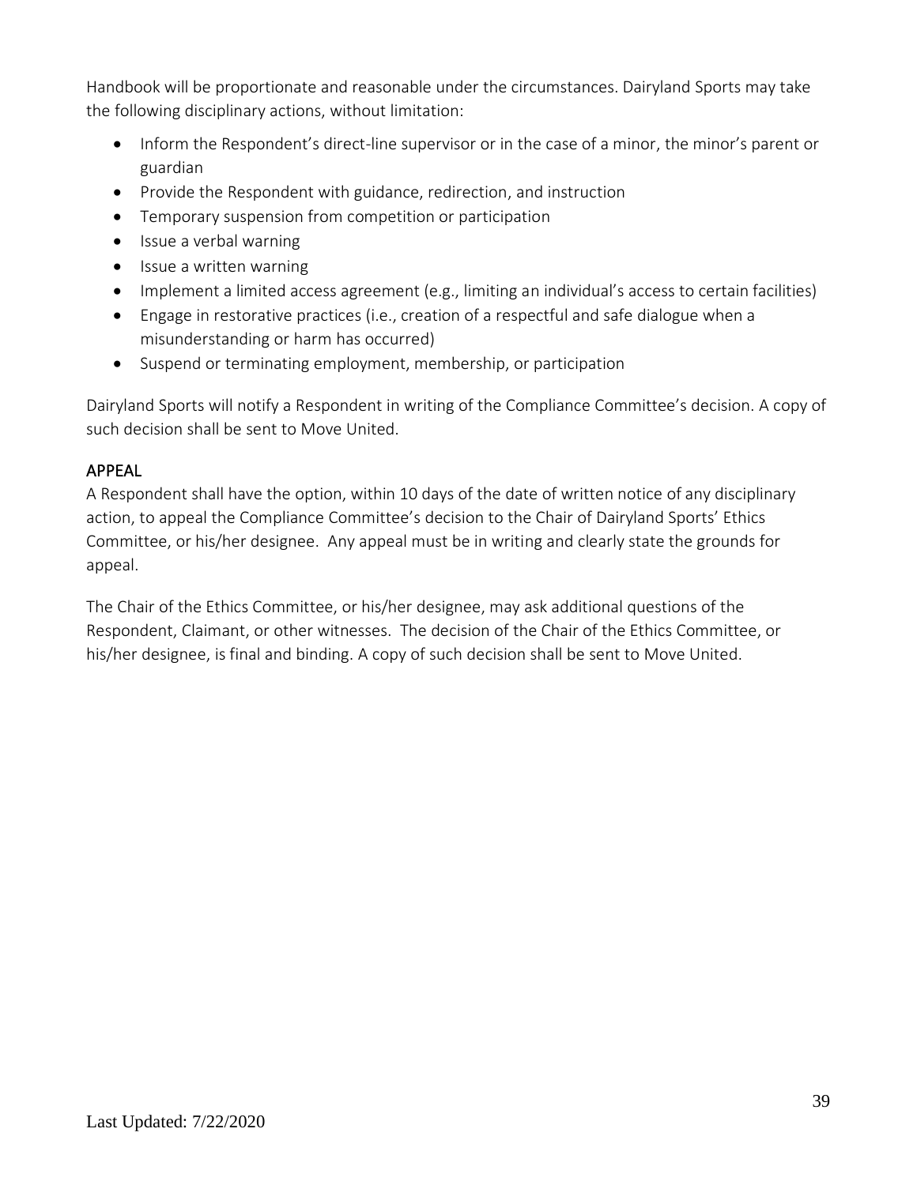Handbook will be proportionate and reasonable under the circumstances. Dairyland Sports may take the following disciplinary actions, without limitation:

- Inform the Respondent's direct-line supervisor or in the case of a minor, the minor's parent or guardian
- Provide the Respondent with guidance, redirection, and instruction
- Temporary suspension from competition or participation
- Issue a verbal warning
- Issue a written warning
- Implement a limited access agreement (e.g., limiting an individual's access to certain facilities)
- Engage in restorative practices (i.e., creation of a respectful and safe dialogue when a misunderstanding or harm has occurred)
- Suspend or terminating employment, membership, or participation

Dairyland Sports will notify a Respondent in writing of the Compliance Committee's decision. A copy of such decision shall be sent to Move United.

## APPEAL

A Respondent shall have the option, within 10 days of the date of written notice of any disciplinary action, to appeal the Compliance Committee's decision to the Chair of Dairyland Sports' Ethics Committee, or his/her designee. Any appeal must be in writing and clearly state the grounds for appeal.

The Chair of the Ethics Committee, or his/her designee, may ask additional questions of the Respondent, Claimant, or other witnesses. The decision of the Chair of the Ethics Committee, or his/her designee, is final and binding. A copy of such decision shall be sent to Move United.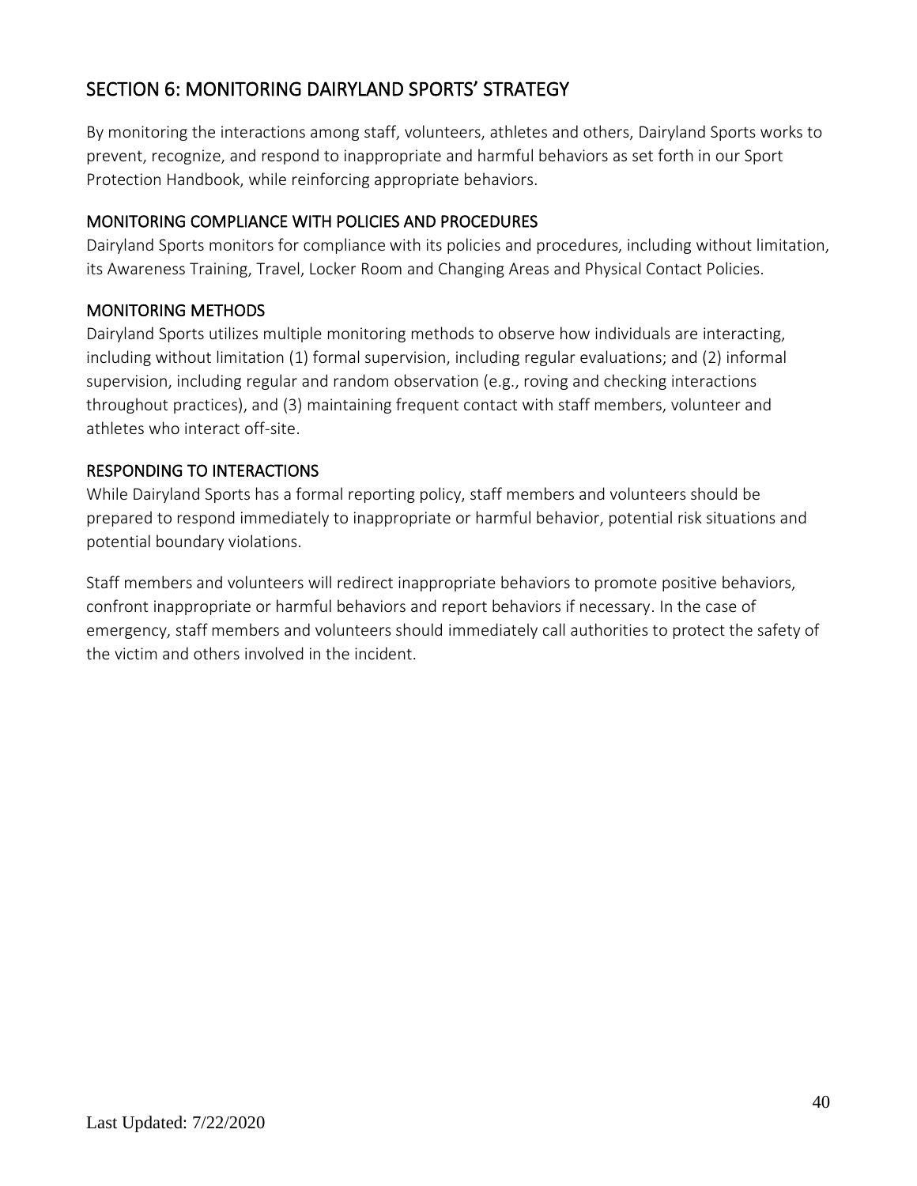## SECTION 6: MONITORING DAIRYLAND SPORTS' STRATEGY

By monitoring the interactions among staff, volunteers, athletes and others, Dairyland Sports works to prevent, recognize, and respond to inappropriate and harmful behaviors as set forth in our Sport Protection Handbook, while reinforcing appropriate behaviors.

### MONITORING COMPLIANCE WITH POLICIES AND PROCEDURES

Dairyland Sports monitors for compliance with its policies and procedures, including without limitation, its Awareness Training, Travel, Locker Room and Changing Areas and Physical Contact Policies.

### MONITORING METHODS

Dairyland Sports utilizes multiple monitoring methods to observe how individuals are interacting, including without limitation (1) formal supervision, including regular evaluations; and (2) informal supervision, including regular and random observation (e.g., roving and checking interactions throughout practices), and (3) maintaining frequent contact with staff members, volunteer and athletes who interact off-site.

### RESPONDING TO INTERACTIONS

While Dairyland Sports has a formal reporting policy, staff members and volunteers should be prepared to respond immediately to inappropriate or harmful behavior, potential risk situations and potential boundary violations.

Staff members and volunteers will redirect inappropriate behaviors to promote positive behaviors, confront inappropriate or harmful behaviors and report behaviors if necessary. In the case of emergency, staff members and volunteers should immediately call authorities to protect the safety of the victim and others involved in the incident.